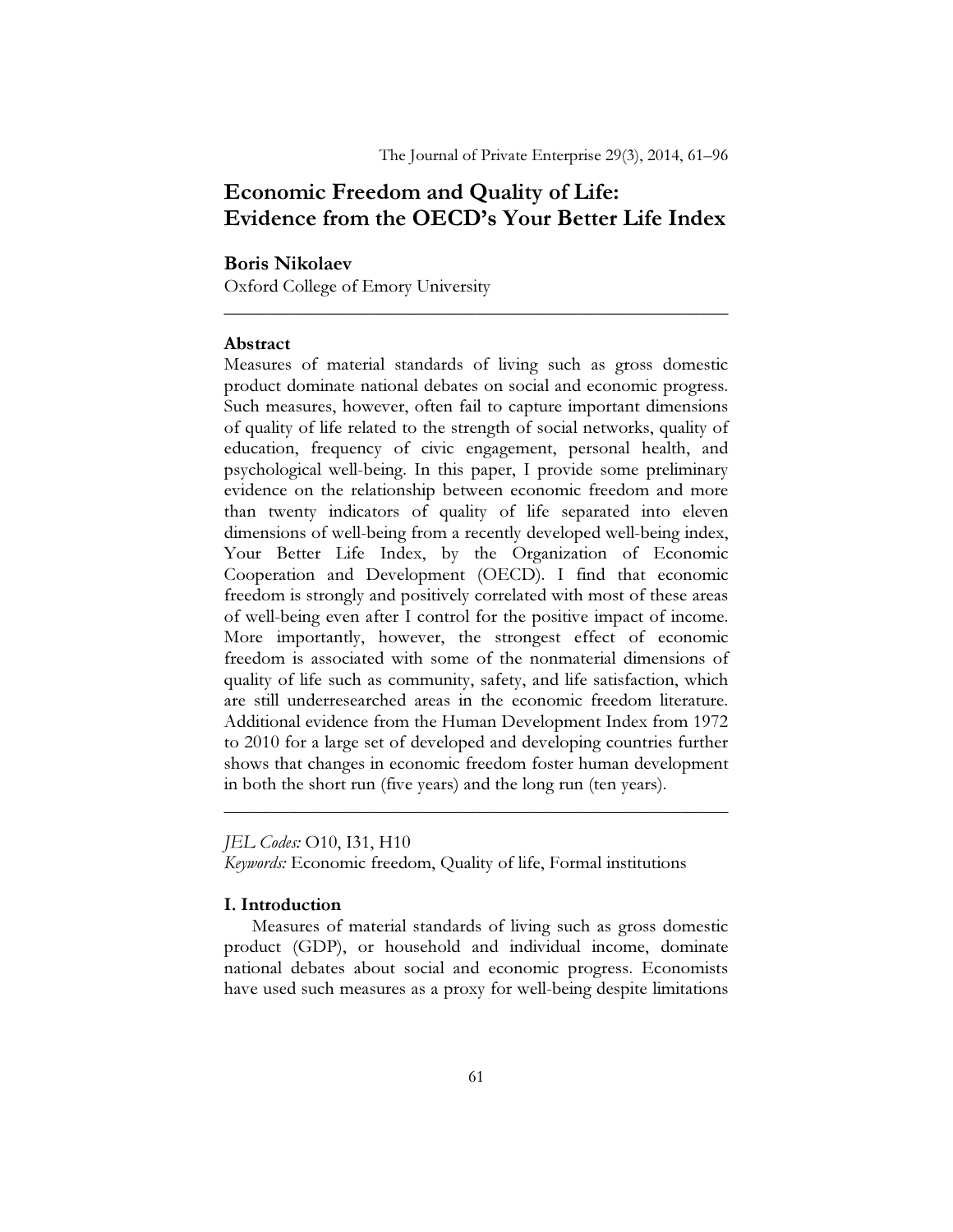# Economic Freedom and Quality of Life: Evidence from the OECD's Your Better Life Index

**Boris Nikolaev**
Oxford College of Emory University

---

### Abstract

Measures of material standards of living such as gross domestic product dominate national debates on social and economic progress. Such measures, however, often fail to capture important dimensions of quality of life related to the strength of social networks, quality of education, frequency of civic engagement, personal health, and psychological well-being. In this paper, I provide some preliminary evidence on the relationship between economic freedom and more than twenty indicators of quality of life separated into eleven dimensions of well-being from a recently developed well-being index, Your Better Life Index, by the Organization of Economic Cooperation and Development (OECD). I find that economic freedom is strongly and positively correlated with most of these areas of well-being even after I control for the positive impact of income. More importantly, however, the strongest effect of economic freedom is associated with some of the nonmaterial dimensions of quality of life such as community, safety, and life satisfaction, which are still underresearched areas in the economic freedom literature. Additional evidence from the Human Development Index from 1972 to 2010 for a large set of developed and developing countries further shows that changes in economic freedom foster human development in both the short run (five years) and the long run (ten years).

---

*JEL Codes:* O10, I31, H10
*Keywords:* Economic freedom, Quality of life, Formal institutions

### I. Introduction

Measures of material standards of living such as gross domestic product (GDP), or household and individual income, dominate national debates about social and economic progress. Economists have used such measures as a proxy for well-being despite limitations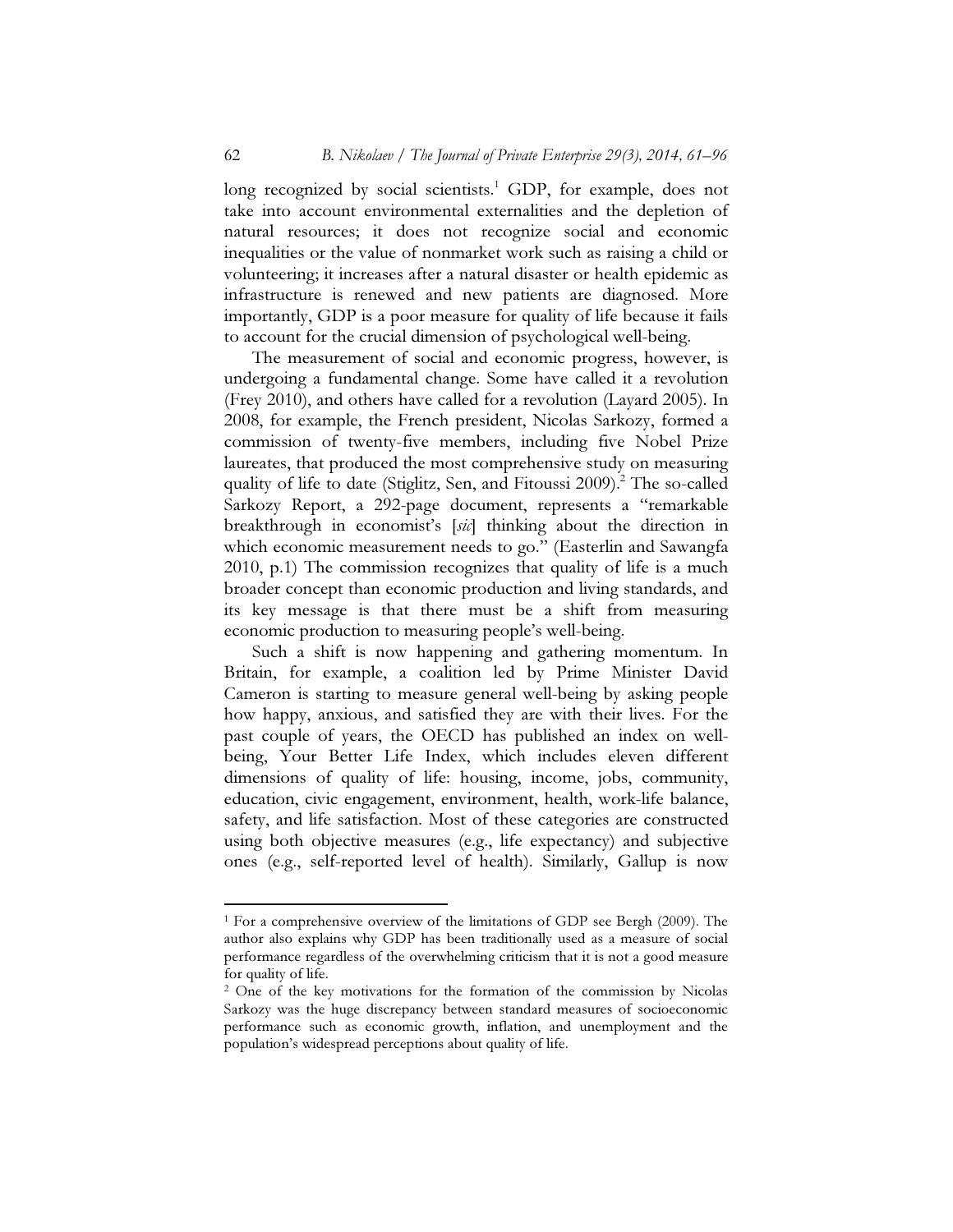long recognized by social scientists.[1] GDP, for example, does not take into account environmental externalities and the depletion of natural resources; it does not recognize social and economic inequalities or the value of nonmarket work such as raising a child or volunteering; it increases after a natural disaster or health epidemic as infrastructure is renewed and new patients are diagnosed. More importantly, GDP is a poor measure for quality of life because it fails to account for the crucial dimension of psychological well-being.

The measurement of social and economic progress, however, is undergoing a fundamental change. Some have called it a revolution (Frey 2010), and others have called for a revolution (Layard 2005). In 2008, for example, the French president, Nicolas Sarkozy, formed a commission of twenty-five members, including five Nobel Prize laureates, that produced the most comprehensive study on measuring quality of life to date (Stiglitz, Sen, and Fitoussi 2009).[2] The so-called Sarkozy Report, a 292-page document, represents a "remarkable breakthrough in economist's [*sic*] thinking about the direction in which economic measurement needs to go." (Easterlin and Sawangfa 2010, p.1) The commission recognizes that quality of life is a much broader concept than economic production and living standards, and its key message is that there must be a shift from measuring economic production to measuring people's well-being.

Such a shift is now happening and gathering momentum. In Britain, for example, a coalition led by Prime Minister David Cameron is starting to measure general well-being by asking people how happy, anxious, and satisfied they are with their lives. For the past couple of years, the OECD has published an index on well-being, Your Better Life Index, which includes eleven different dimensions of quality of life: housing, income, jobs, community, education, civic engagement, environment, health, work-life balance, safety, and life satisfaction. Most of these categories are constructed using both objective measures (e.g., life expectancy) and subjective ones (e.g., self-reported level of health). Similarly, Gallup is now

---

[1] For a comprehensive overview of the limitations of GDP see Bergh (2009). The author also explains why GDP has been traditionally used as a measure of social performance regardless of the overwhelming criticism that it is not a good measure for quality of life.

[2] One of the key motivations for the formation of the commission by Nicolas Sarkozy was the huge discrepancy between standard measures of socioeconomic performance such as economic growth, inflation, and unemployment and the population's widespread perceptions about quality of life.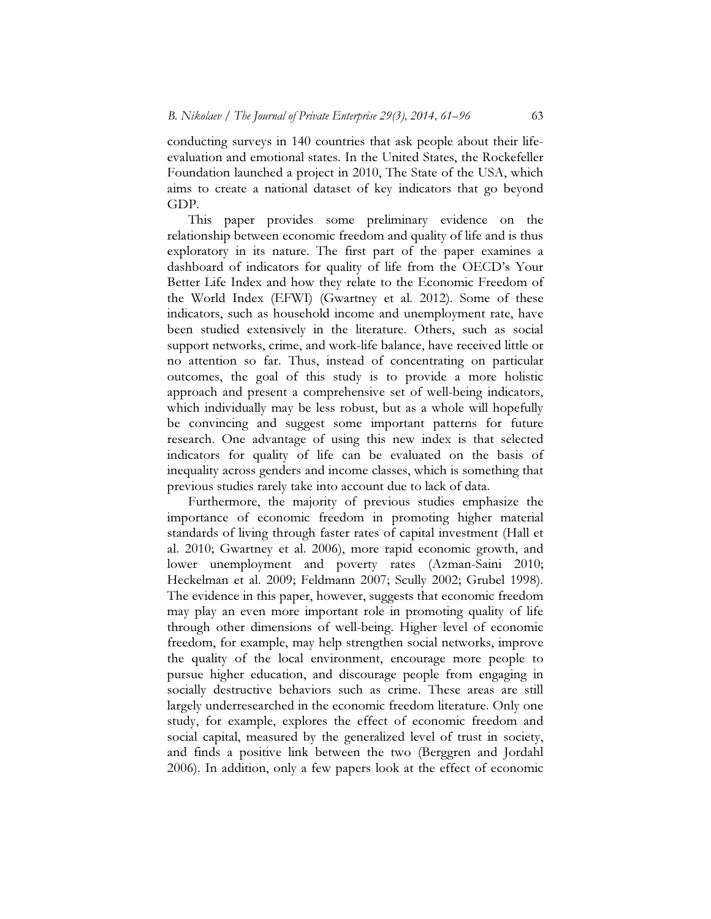conducting surveys in 140 countries that ask people about their life-evaluation and emotional states. In the United States, the Rockefeller Foundation launched a project in 2010, The State of the USA, which aims to create a national dataset of key indicators that go beyond GDP.

This paper provides some preliminary evidence on the relationship between economic freedom and quality of life and is thus exploratory in its nature. The first part of the paper examines a dashboard of indicators for quality of life from the OECD's Your Better Life Index and how they relate to the Economic Freedom of the World Index (EFWI) (Gwartney et al. 2012). Some of these indicators, such as household income and unemployment rate, have been studied extensively in the literature. Others, such as social support networks, crime, and work-life balance, have received little or no attention so far. Thus, instead of concentrating on particular outcomes, the goal of this study is to provide a more holistic approach and present a comprehensive set of well-being indicators, which individually may be less robust, but as a whole will hopefully be convincing and suggest some important patterns for future research. One advantage of using this new index is that selected indicators for quality of life can be evaluated on the basis of inequality across genders and income classes, which is something that previous studies rarely take into account due to lack of data.

Furthermore, the majority of previous studies emphasize the importance of economic freedom in promoting higher material standards of living through faster rates of capital investment (Hall et al. 2010; Gwartney et al. 2006), more rapid economic growth, and lower unemployment and poverty rates (Azman-Saini 2010; Heckelman et al. 2009; Feldmann 2007; Scully 2002; Grubel 1998). The evidence in this paper, however, suggests that economic freedom may play an even more important role in promoting quality of life through other dimensions of well-being. Higher level of economic freedom, for example, may help strengthen social networks, improve the quality of the local environment, encourage more people to pursue higher education, and discourage people from engaging in socially destructive behaviors such as crime. These areas are still largely underresearched in the economic freedom literature. Only one study, for example, explores the effect of economic freedom and social capital, measured by the generalized level of trust in society, and finds a positive link between the two (Berggren and Jordahl 2006). In addition, only a few papers look at the effect of economic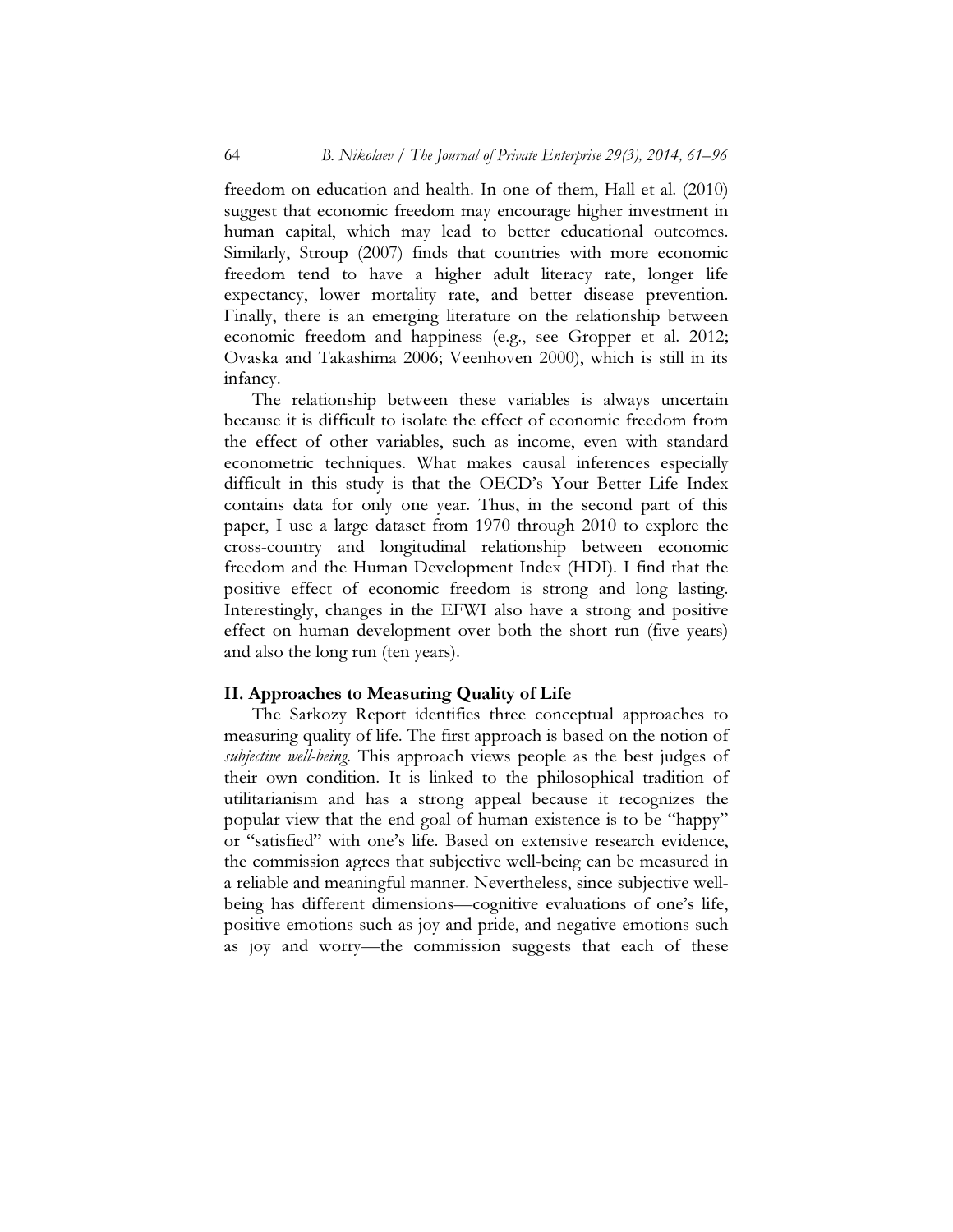freedom on education and health. In one of them, Hall et al. (2010) suggest that economic freedom may encourage higher investment in human capital, which may lead to better educational outcomes. Similarly, Stroup (2007) finds that countries with more economic freedom tend to have a higher adult literacy rate, longer life expectancy, lower mortality rate, and better disease prevention. Finally, there is an emerging literature on the relationship between economic freedom and happiness (e.g., see Gropper et al. 2012; Ovaska and Takashima 2006; Veenhoven 2000), which is still in its infancy.

The relationship between these variables is always uncertain because it is difficult to isolate the effect of economic freedom from the effect of other variables, such as income, even with standard econometric techniques. What makes causal inferences especially difficult in this study is that the OECD's Your Better Life Index contains data for only one year. Thus, in the second part of this paper, I use a large dataset from 1970 through 2010 to explore the cross-country and longitudinal relationship between economic freedom and the Human Development Index (HDI). I find that the positive effect of economic freedom is strong and long lasting. Interestingly, changes in the EFWI also have a strong and positive effect on human development over both the short run (five years) and also the long run (ten years).

## II. Approaches to Measuring Quality of Life

The Sarkozy Report identifies three conceptual approaches to measuring quality of life. The first approach is based on the notion of *subjective well-being*. This approach views people as the best judges of their own condition. It is linked to the philosophical tradition of utilitarianism and has a strong appeal because it recognizes the popular view that the end goal of human existence is to be "happy" or "satisfied" with one's life. Based on extensive research evidence, the commission agrees that subjective well-being can be measured in a reliable and meaningful manner. Nevertheless, since subjective well-being has different dimensions—cognitive evaluations of one's life, positive emotions such as joy and pride, and negative emotions such as joy and worry—the commission suggests that each of these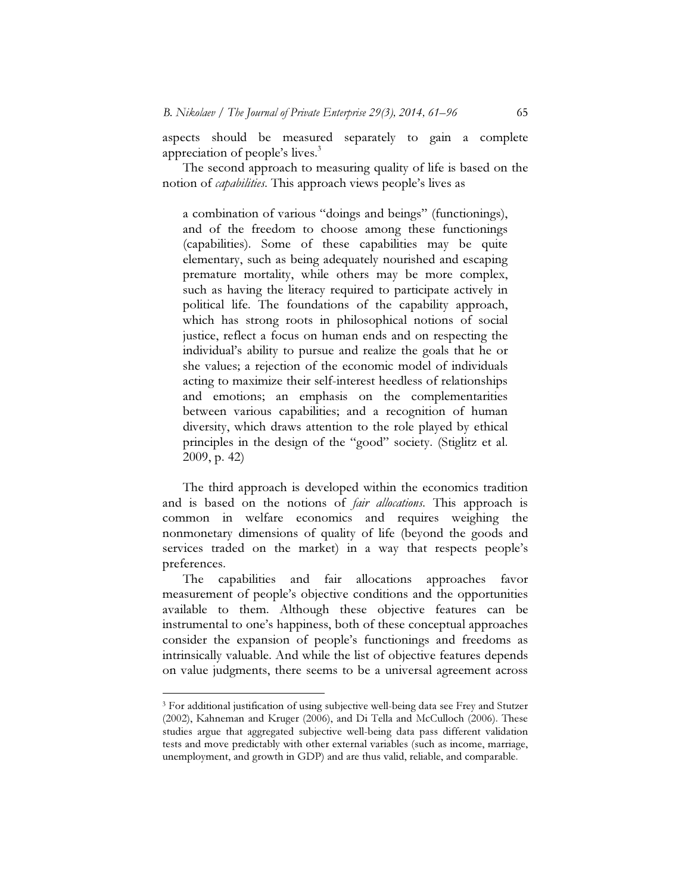aspects should be measured separately to gain a complete appreciation of people's lives.[3]

The second approach to measuring quality of life is based on the notion of *capabilities*. This approach views people's lives as

> a combination of various "doings and beings" (functionings), and of the freedom to choose among these functionings (capabilities). Some of these capabilities may be quite elementary, such as being adequately nourished and escaping premature mortality, while others may be more complex, such as having the literacy required to participate actively in political life. The foundations of the capability approach, which has strong roots in philosophical notions of social justice, reflect a focus on human ends and on respecting the individual's ability to pursue and realize the goals that he or she values; a rejection of the economic model of individuals acting to maximize their self-interest heedless of relationships and emotions; an emphasis on the complementarities between various capabilities; and a recognition of human diversity, which draws attention to the role played by ethical principles in the design of the "good" society. (Stiglitz et al. 2009, p. 42)

The third approach is developed within the economics tradition and is based on the notions of *fair allocations*. This approach is common in welfare economics and requires weighing the nonmonetary dimensions of quality of life (beyond the goods and services traded on the market) in a way that respects people's preferences.

The capabilities and fair allocations approaches favor measurement of people's objective conditions and the opportunities available to them. Although these objective features can be instrumental to one's happiness, both of these conceptual approaches consider the expansion of people's functionings and freedoms as intrinsically valuable. And while the list of objective features depends on value judgments, there seems to be a universal agreement across

---

[3] For additional justification of using subjective well-being data see Frey and Stutzer (2002), Kahneman and Kruger (2006), and Di Tella and McCulloch (2006). These studies argue that aggregated subjective well-being data pass different validation tests and move predictably with other external variables (such as income, marriage, unemployment, and growth in GDP) and are thus valid, reliable, and comparable.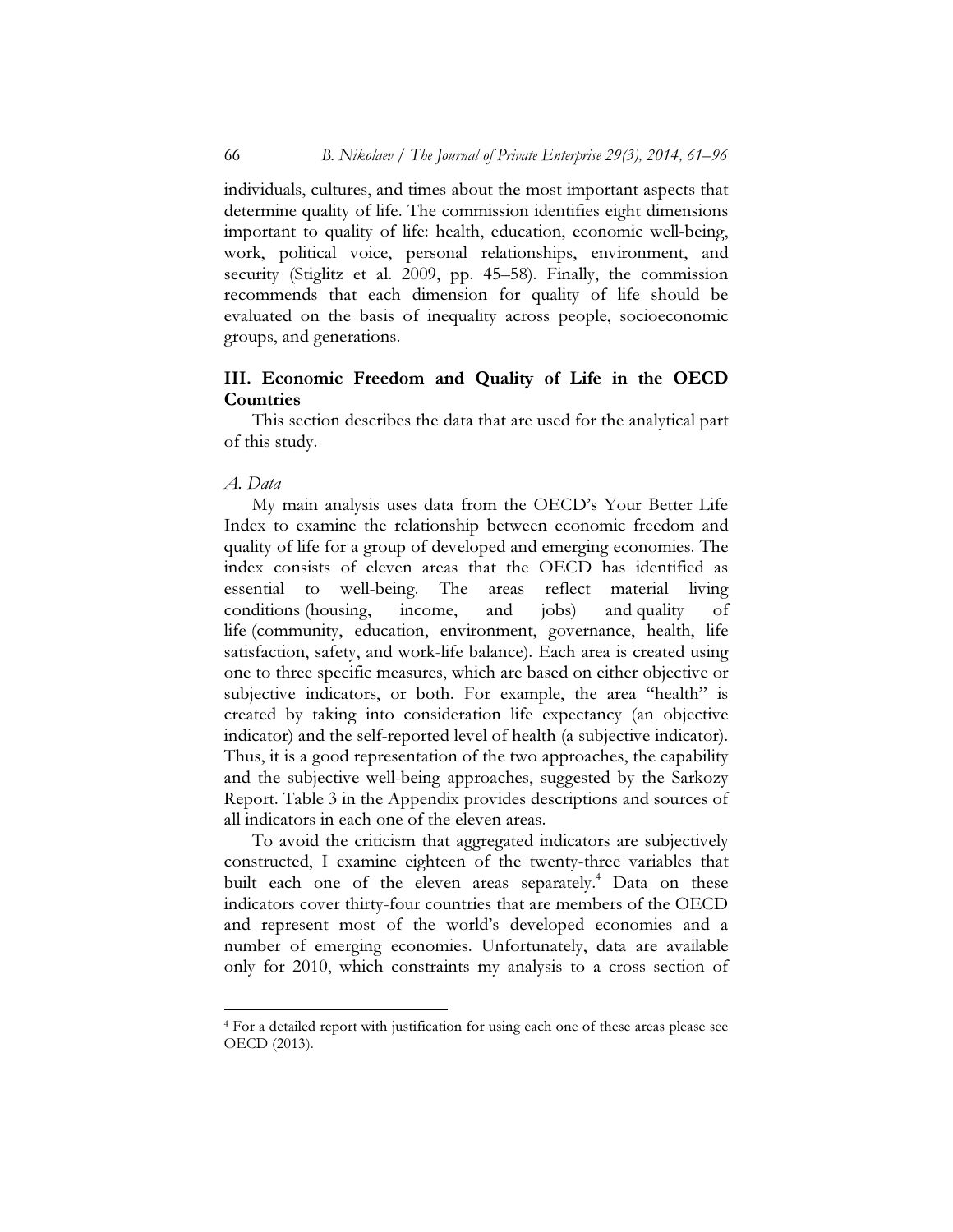individuals, cultures, and times about the most important aspects that determine quality of life. The commission identifies eight dimensions important to quality of life: health, education, economic well-being, work, political voice, personal relationships, environment, and security (Stiglitz et al. 2009, pp. 45–58). Finally, the commission recommends that each dimension for quality of life should be evaluated on the basis of inequality across people, socioeconomic groups, and generations.

## III. Economic Freedom and Quality of Life in the OECD Countries

This section describes the data that are used for the analytical part of this study.

### *A. Data*

My main analysis uses data from the OECD's Your Better Life Index to examine the relationship between economic freedom and quality of life for a group of developed and emerging economies. The index consists of eleven areas that the OECD has identified as essential to well-being. The areas reflect material living conditions (housing, income, and jobs) and quality of life (community, education, environment, governance, health, life satisfaction, safety, and work-life balance). Each area is created using one to three specific measures, which are based on either objective or subjective indicators, or both. For example, the area "health" is created by taking into consideration life expectancy (an objective indicator) and the self-reported level of health (a subjective indicator). Thus, it is a good representation of the two approaches, the capability and the subjective well-being approaches, suggested by the Sarkozy Report. Table 3 in the Appendix provides descriptions and sources of all indicators in each one of the eleven areas.

To avoid the criticism that aggregated indicators are subjectively constructed, I examine eighteen of the twenty-three variables that built each one of the eleven areas separately.[4] Data on these indicators cover thirty-four countries that are members of the OECD and represent most of the world's developed economies and a number of emerging economies. Unfortunately, data are available only for 2010, which constraints my analysis to a cross section of

[4] For a detailed report with justification for using each one of these areas please see OECD (2013).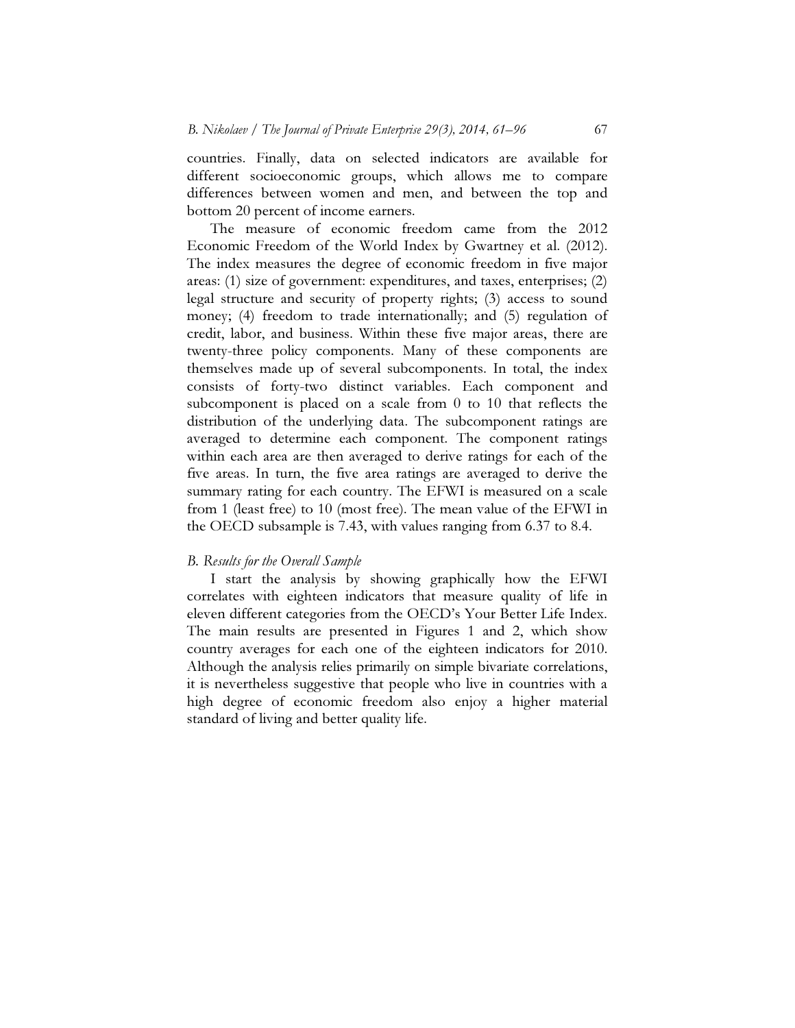countries. Finally, data on selected indicators are available for different socioeconomic groups, which allows me to compare differences between women and men, and between the top and bottom 20 percent of income earners.

The measure of economic freedom came from the 2012 Economic Freedom of the World Index by Gwartney et al. (2012). The index measures the degree of economic freedom in five major areas: (1) size of government: expenditures, and taxes, enterprises; (2) legal structure and security of property rights; (3) access to sound money; (4) freedom to trade internationally; and (5) regulation of credit, labor, and business. Within these five major areas, there are twenty-three policy components. Many of these components are themselves made up of several subcomponents. In total, the index consists of forty-two distinct variables. Each component and subcomponent is placed on a scale from 0 to 10 that reflects the distribution of the underlying data. The subcomponent ratings are averaged to determine each component. The component ratings within each area are then averaged to derive ratings for each of the five areas. In turn, the five area ratings are averaged to derive the summary rating for each country. The EFWI is measured on a scale from 1 (least free) to 10 (most free). The mean value of the EFWI in the OECD subsample is 7.43, with values ranging from 6.37 to 8.4.

### *B. Results for the Overall Sample*

I start the analysis by showing graphically how the EFWI correlates with eighteen indicators that measure quality of life in eleven different categories from the OECD's Your Better Life Index. The main results are presented in Figures 1 and 2, which show country averages for each one of the eighteen indicators for 2010. Although the analysis relies primarily on simple bivariate correlations, it is nevertheless suggestive that people who live in countries with a high degree of economic freedom also enjoy a higher material standard of living and better quality life.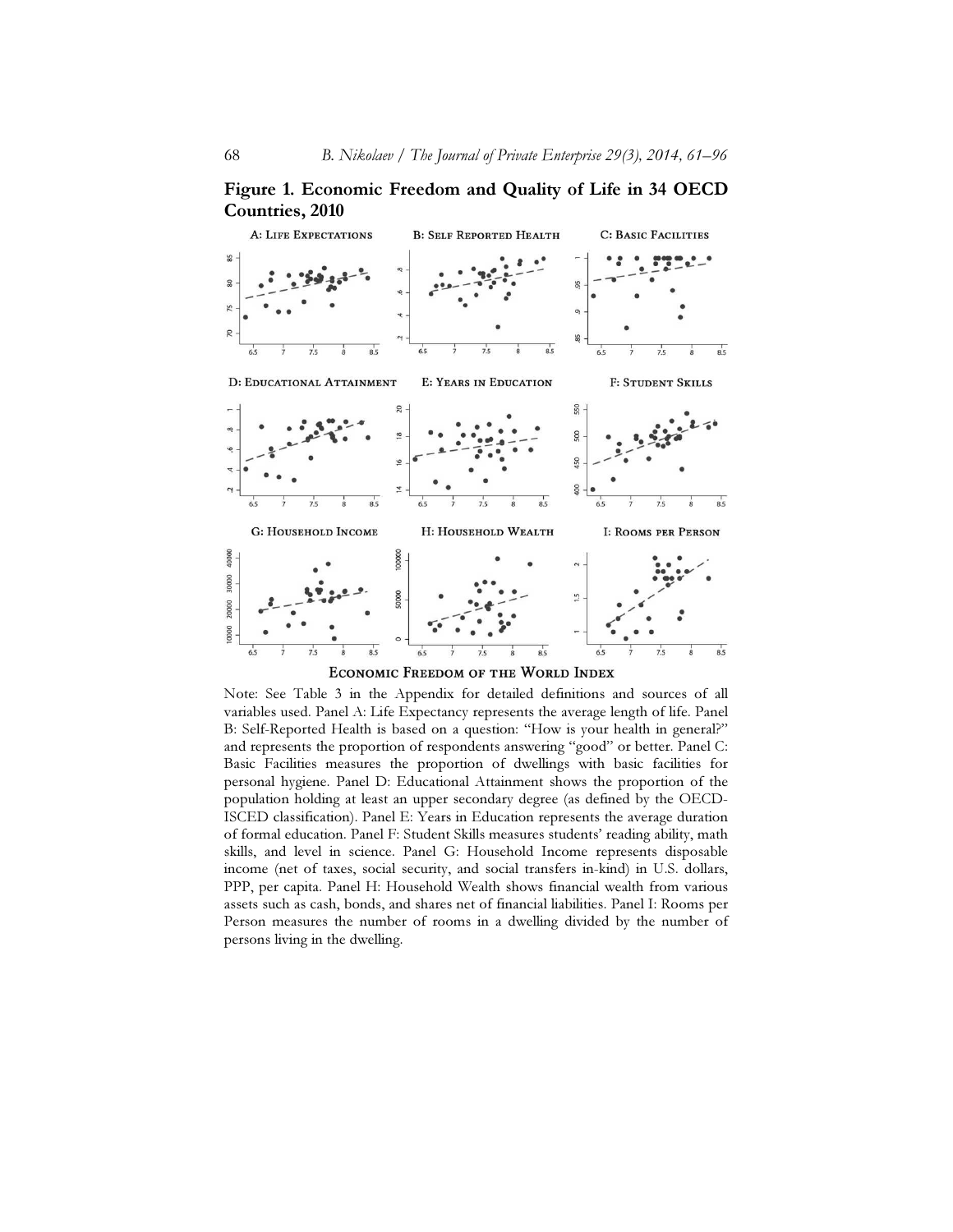**Figure 1. Economic Freedom and Quality of Life in 34 OECD Countries, 2010**

Note: See Table 3 in the Appendix for detailed definitions and sources of all variables used. Panel A: Life Expectancy represents the average length of life. Panel B: Self-Reported Health is based on a question: "How is your health in general?" and represents the proportion of respondents answering "good" or better. Panel C: Basic Facilities measures the proportion of dwellings with basic facilities for personal hygiene. Panel D: Educational Attainment shows the proportion of the population holding at least an upper secondary degree (as defined by the OECD-ISCED classification). Panel E: Years in Education represents the average duration of formal education. Panel F: Student Skills measures students' reading ability, math skills, and level in science. Panel G: Household Income represents disposable income (net of taxes, social security, and social transfers in-kind) in U.S. dollars, PPP, per capita. Panel H: Household Wealth shows financial wealth from various assets such as cash, bonds, and shares net of financial liabilities. Panel I: Rooms per Person measures the number of rooms in a dwelling divided by the number of persons living in the dwelling.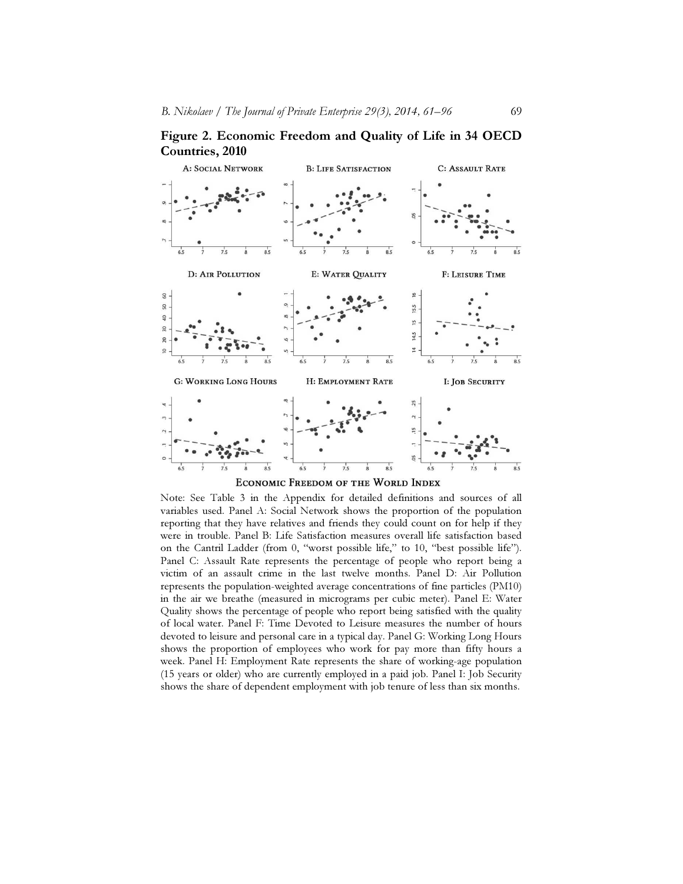**Figure 2. Economic Freedom and Quality of Life in 34 OECD Countries, 2010**

Note: See Table 3 in the Appendix for detailed definitions and sources of all variables used. Panel A: Social Network shows the proportion of the population reporting that they have relatives and friends they could count on for help if they were in trouble. Panel B: Life Satisfaction measures overall life satisfaction based on the Cantril Ladder (from 0, "worst possible life," to 10, "best possible life"). Panel C: Assault Rate represents the percentage of people who report being a victim of an assault crime in the last twelve months. Panel D: Air Pollution represents the population-weighted average concentrations of fine particles (PM10) in the air we breathe (measured in micrograms per cubic meter). Panel E: Water Quality shows the percentage of people who report being satisfied with the quality of local water. Panel F: Time Devoted to Leisure measures the number of hours devoted to leisure and personal care in a typical day. Panel G: Working Long Hours shows the proportion of employees who work for pay more than fifty hours a week. Panel H: Employment Rate represents the share of working-age population (15 years or older) who are currently employed in a paid job. Panel I: Job Security shows the share of dependent employment with job tenure of less than six months.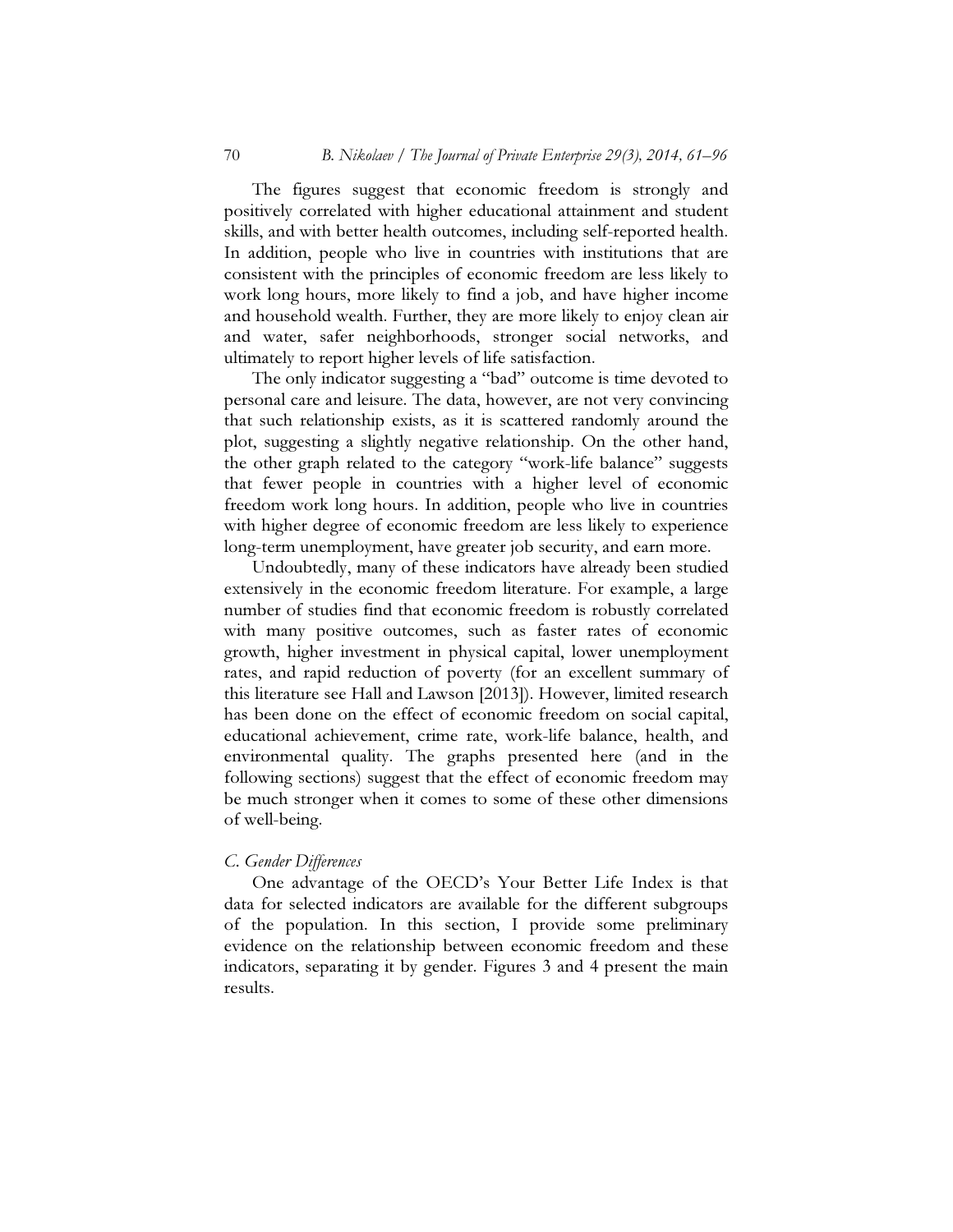The figures suggest that economic freedom is strongly and positively correlated with higher educational attainment and student skills, and with better health outcomes, including self-reported health. In addition, people who live in countries with institutions that are consistent with the principles of economic freedom are less likely to work long hours, more likely to find a job, and have higher income and household wealth. Further, they are more likely to enjoy clean air and water, safer neighborhoods, stronger social networks, and ultimately to report higher levels of life satisfaction.

The only indicator suggesting a "bad" outcome is time devoted to personal care and leisure. The data, however, are not very convincing that such relationship exists, as it is scattered randomly around the plot, suggesting a slightly negative relationship. On the other hand, the other graph related to the category "work-life balance" suggests that fewer people in countries with a higher level of economic freedom work long hours. In addition, people who live in countries with higher degree of economic freedom are less likely to experience long-term unemployment, have greater job security, and earn more.

Undoubtedly, many of these indicators have already been studied extensively in the economic freedom literature. For example, a large number of studies find that economic freedom is robustly correlated with many positive outcomes, such as faster rates of economic growth, higher investment in physical capital, lower unemployment rates, and rapid reduction of poverty (for an excellent summary of this literature see Hall and Lawson [2013]). However, limited research has been done on the effect of economic freedom on social capital, educational achievement, crime rate, work-life balance, health, and environmental quality. The graphs presented here (and in the following sections) suggest that the effect of economic freedom may be much stronger when it comes to some of these other dimensions of well-being.

### *C. Gender Differences*

One advantage of the OECD's Your Better Life Index is that data for selected indicators are available for the different subgroups of the population. In this section, I provide some preliminary evidence on the relationship between economic freedom and these indicators, separating it by gender. Figures 3 and 4 present the main results.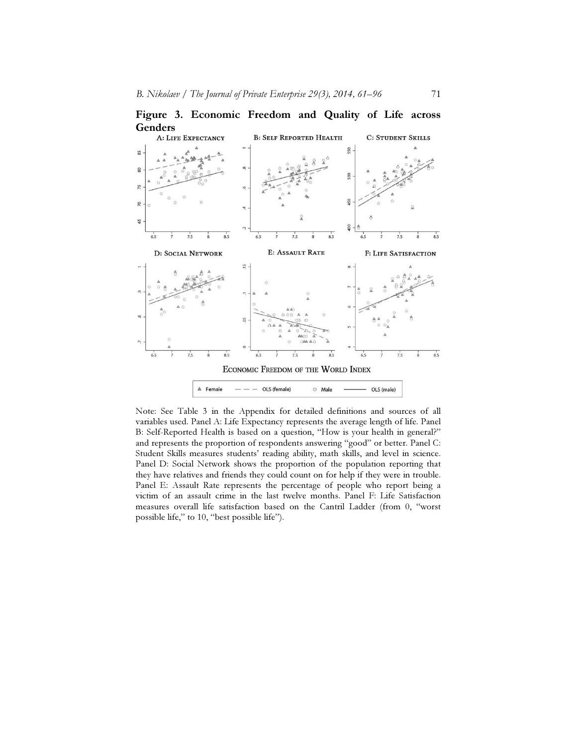**Figure 3. Economic Freedom and Quality of Life across Genders**

Note: See Table 3 in the Appendix for detailed definitions and sources of all variables used. Panel A: Life Expectancy represents the average length of life. Panel B: Self-Reported Health is based on a question, "How is your health in general?" and represents the proportion of respondents answering "good" or better. Panel C: Student Skills measures students' reading ability, math skills, and level in science. Panel D: Social Network shows the proportion of the population reporting that they have relatives and friends they could count on for help if they were in trouble. Panel E: Assault Rate represents the percentage of people who report being a victim of an assault crime in the last twelve months. Panel F: Life Satisfaction measures overall life satisfaction based on the Cantril Ladder (from 0, "worst possible life," to 10, "best possible life").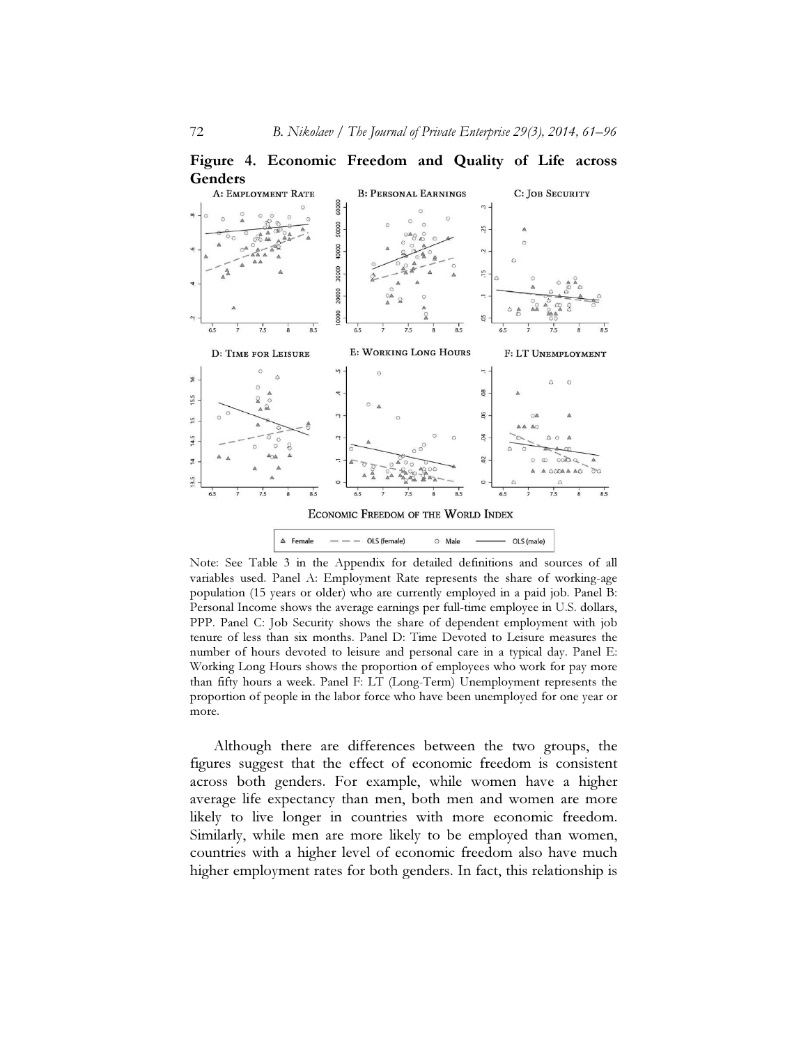**Figure 4. Economic Freedom and Quality of Life across Genders**

Note: See Table 3 in the Appendix for detailed definitions and sources of all variables used. Panel A: Employment Rate represents the share of working-age population (15 years or older) who are currently employed in a paid job. Panel B: Personal Income shows the average earnings per full-time employee in U.S. dollars, PPP. Panel C: Job Security shows the share of dependent employment with job tenure of less than six months. Panel D: Time Devoted to Leisure measures the number of hours devoted to leisure and personal care in a typical day. Panel E: Working Long Hours shows the proportion of employees who work for pay more than fifty hours a week. Panel F: LT (Long-Term) Unemployment represents the proportion of people in the labor force who have been unemployed for one year or more.

Although there are differences between the two groups, the figures suggest that the effect of economic freedom is consistent across both genders. For example, while women have a higher average life expectancy than men, both men and women are more likely to live longer in countries with more economic freedom. Similarly, while men are more likely to be employed than women, countries with a higher level of economic freedom also have much higher employment rates for both genders. In fact, this relationship is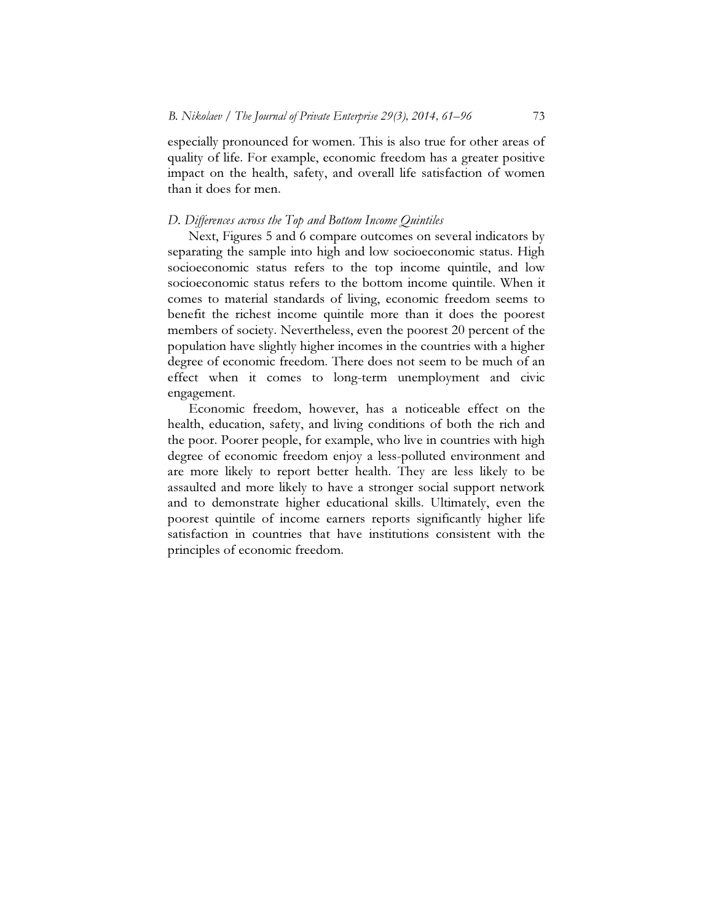especially pronounced for women. This is also true for other areas of quality of life. For example, economic freedom has a greater positive impact on the health, safety, and overall life satisfaction of women than it does for men.

### *D. Differences across the Top and Bottom Income Quintiles*

Next, Figures 5 and 6 compare outcomes on several indicators by separating the sample into high and low socioeconomic status. High socioeconomic status refers to the top income quintile, and low socioeconomic status refers to the bottom income quintile. When it comes to material standards of living, economic freedom seems to benefit the richest income quintile more than it does the poorest members of society. Nevertheless, even the poorest 20 percent of the population have slightly higher incomes in the countries with a higher degree of economic freedom. There does not seem to be much of an effect when it comes to long-term unemployment and civic engagement.

Economic freedom, however, has a noticeable effect on the health, education, safety, and living conditions of both the rich and the poor. Poorer people, for example, who live in countries with high degree of economic freedom enjoy a less-polluted environment and are more likely to report better health. They are less likely to be assaulted and more likely to have a stronger social support network and to demonstrate higher educational skills. Ultimately, even the poorest quintile of income earners reports significantly higher life satisfaction in countries that have institutions consistent with the principles of economic freedom.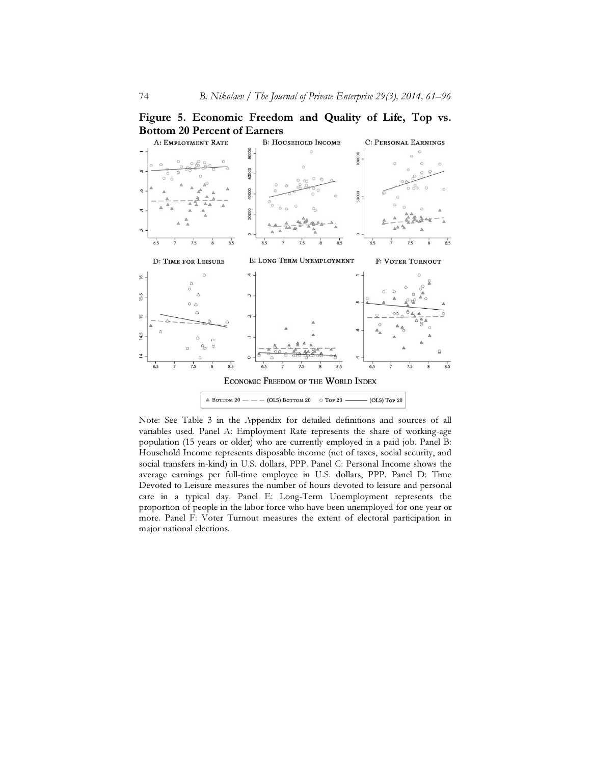**Figure 5. Economic Freedom and Quality of Life, Top vs. Bottom 20 Percent of Earners**

Note: See Table 3 in the Appendix for detailed definitions and sources of all variables used. Panel A: Employment Rate represents the share of working-age population (15 years or older) who are currently employed in a paid job. Panel B: Household Income represents disposable income (net of taxes, social security, and social transfers in-kind) in U.S. dollars, PPP. Panel C: Personal Income shows the average earnings per full-time employee in U.S. dollars, PPP. Panel D: Time Devoted to Leisure measures the number of hours devoted to leisure and personal care in a typical day. Panel E: Long-Term Unemployment represents the proportion of people in the labor force who have been unemployed for one year or more. Panel F: Voter Turnout measures the extent of electoral participation in major national elections.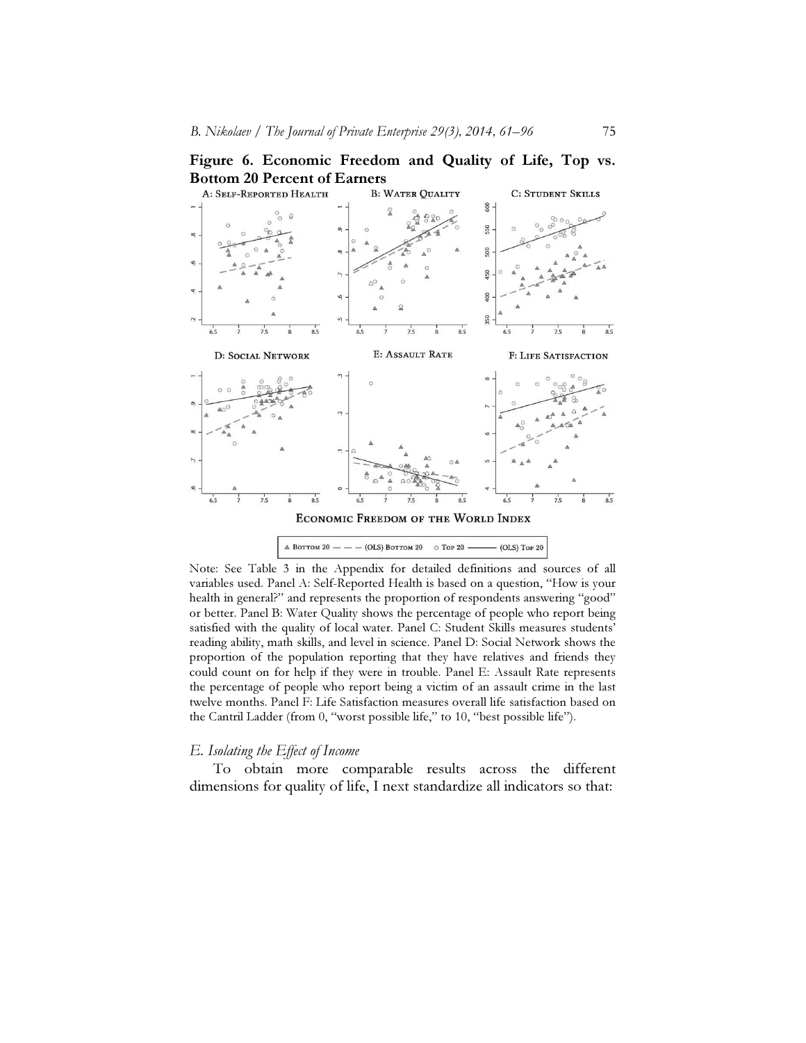**Figure 6. Economic Freedom and Quality of Life, Top vs. Bottom 20 Percent of Earners**

Note: See Table 3 in the Appendix for detailed definitions and sources of all variables used. Panel A: Self-Reported Health is based on a question, "How is your health in general?" and represents the proportion of respondents answering "good" or better. Panel B: Water Quality shows the percentage of people who report being satisfied with the quality of local water. Panel C: Student Skills measures students' reading ability, math skills, and level in science. Panel D: Social Network shows the proportion of the population reporting that they have relatives and friends they could count on for help if they were in trouble. Panel E: Assault Rate represents the percentage of people who report being a victim of an assault crime in the last twelve months. Panel F: Life Satisfaction measures overall life satisfaction based on the Cantril Ladder (from 0, "worst possible life," to 10, "best possible life").

### *E. Isolating the Effect of Income*

To obtain more comparable results across the different dimensions for quality of life, I next standardize all indicators so that: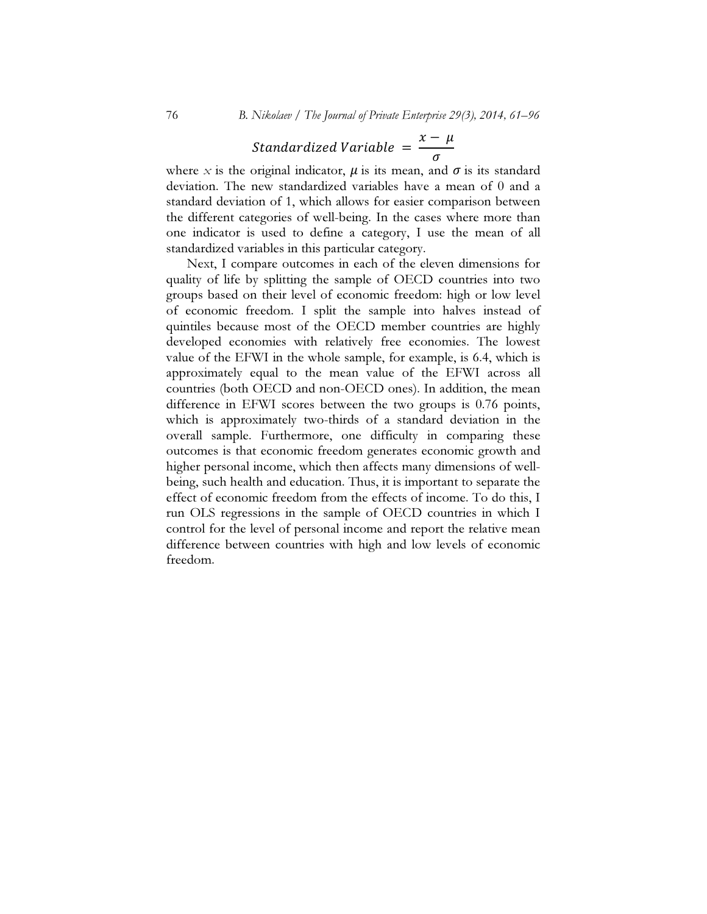$$Standardized\ Variable = \frac{x - \mu}{\sigma}$$

where $x$ is the original indicator, $\mu$ is its mean, and $\sigma$ is its standard deviation. The new standardized variables have a mean of 0 and a standard deviation of 1, which allows for easier comparison between the different categories of well-being. In the cases where more than one indicator is used to define a category, I use the mean of all standardized variables in this particular category.

Next, I compare outcomes in each of the eleven dimensions for quality of life by splitting the sample of OECD countries into two groups based on their level of economic freedom: high or low level of economic freedom. I split the sample into halves instead of quintiles because most of the OECD member countries are highly developed economies with relatively free economies. The lowest value of the EFWI in the whole sample, for example, is 6.4, which is approximately equal to the mean value of the EFWI across all countries (both OECD and non-OECD ones). In addition, the mean difference in EFWI scores between the two groups is 0.76 points, which is approximately two-thirds of a standard deviation in the overall sample. Furthermore, one difficulty in comparing these outcomes is that economic freedom generates economic growth and higher personal income, which then affects many dimensions of well-being, such health and education. Thus, it is important to separate the effect of economic freedom from the effects of income. To do this, I run OLS regressions in the sample of OECD countries in which I control for the level of personal income and report the relative mean difference between countries with high and low levels of economic freedom.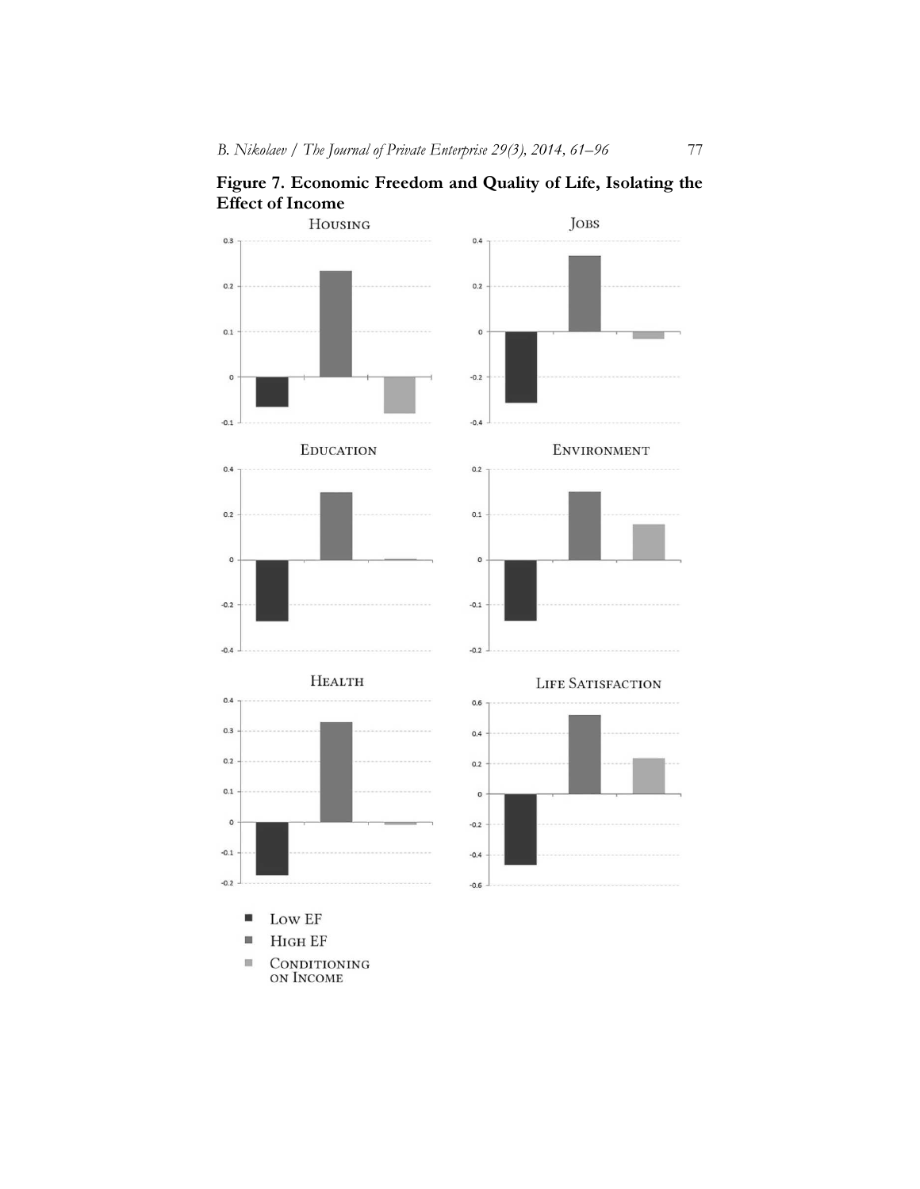**Figure 7. Economic Freedom and Quality of Life, Isolating the Effect of Income**

HOUSING

JOBS

EDUCATION

ENVIRONMENT

HEALTH

LIFE SATISFACTION

- LOW EF
- HIGH EF
- CONDITIONING ON INCOME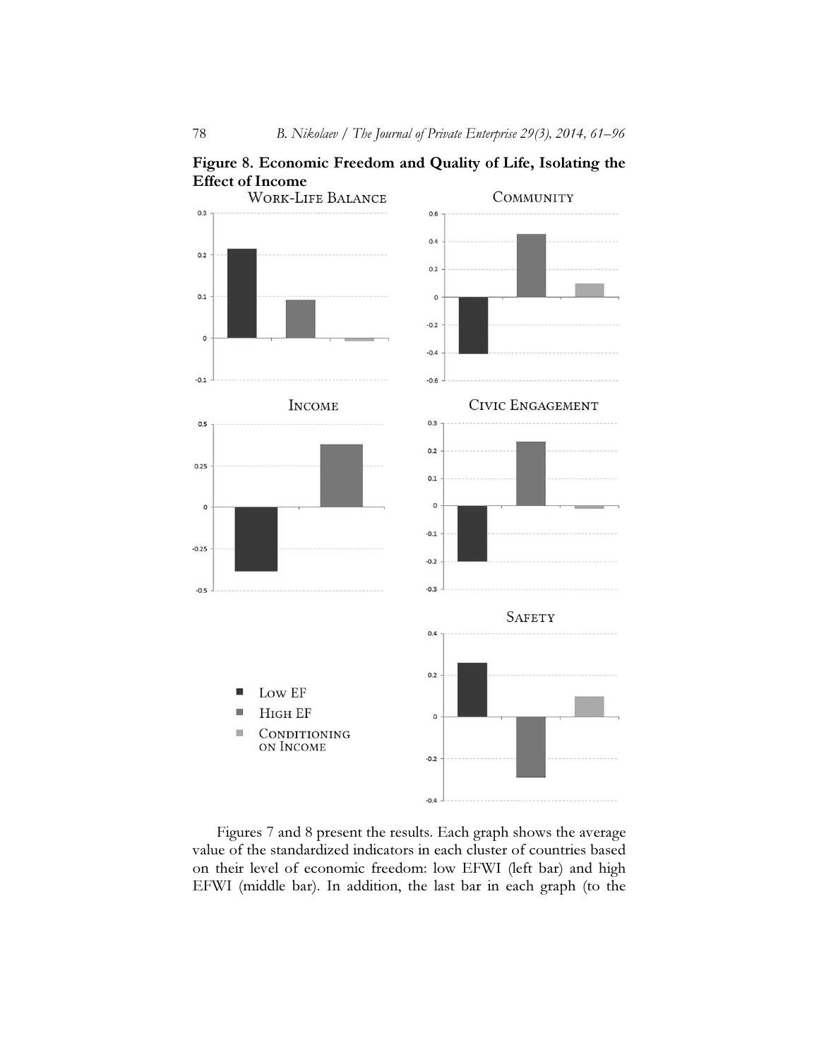**Figure 8. Economic Freedom and Quality of Life, Isolating the Effect of Income**

Figures 7 and 8 present the results. Each graph shows the average value of the standardized indicators in each cluster of countries based on their level of economic freedom: low EFWI (left bar) and high EFWI (middle bar). In addition, the last bar in each graph (to the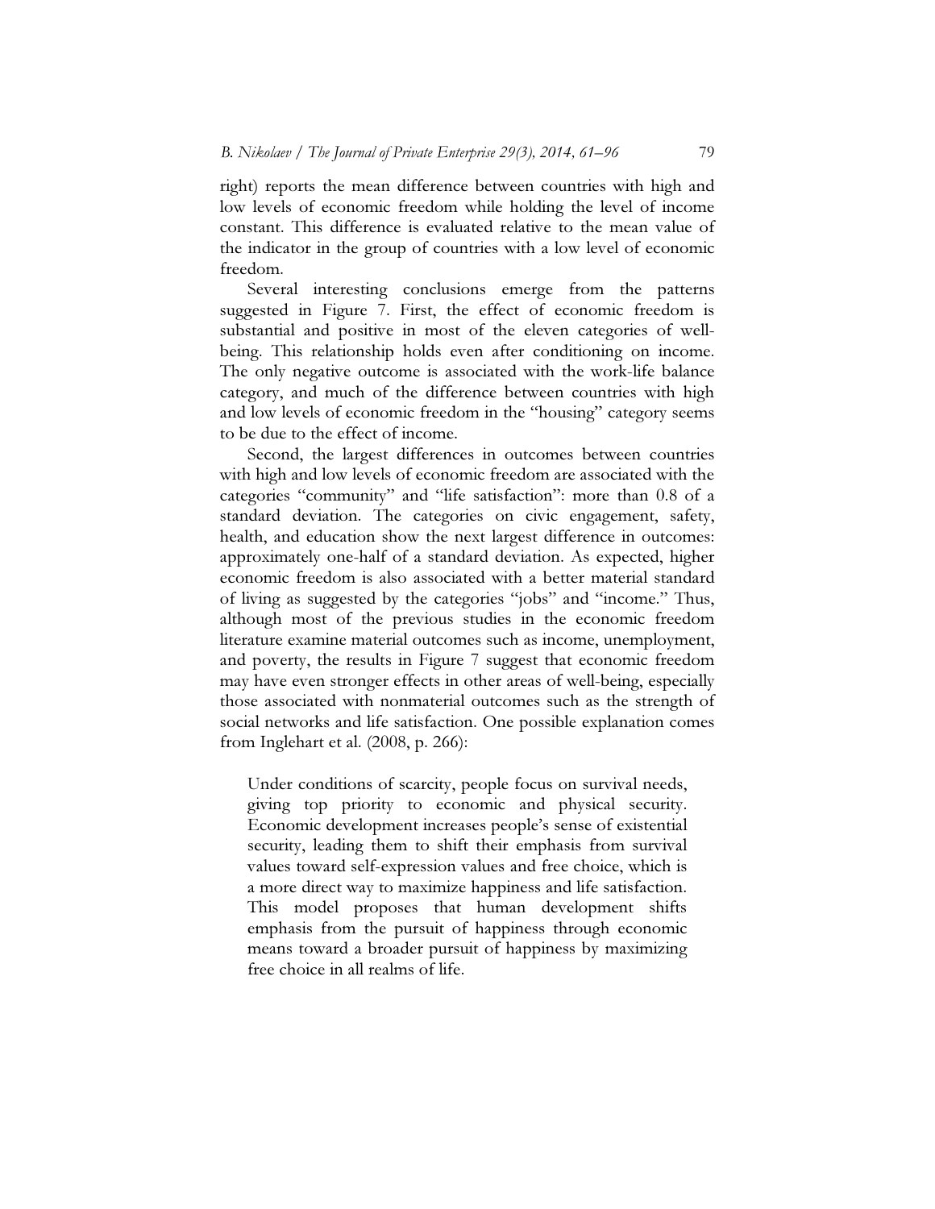right) reports the mean difference between countries with high and low levels of economic freedom while holding the level of income constant. This difference is evaluated relative to the mean value of the indicator in the group of countries with a low level of economic freedom.

Several interesting conclusions emerge from the patterns suggested in Figure 7. First, the effect of economic freedom is substantial and positive in most of the eleven categories of well-being. This relationship holds even after conditioning on income. The only negative outcome is associated with the work-life balance category, and much of the difference between countries with high and low levels of economic freedom in the "housing" category seems to be due to the effect of income.

Second, the largest differences in outcomes between countries with high and low levels of economic freedom are associated with the categories "community" and "life satisfaction": more than 0.8 of a standard deviation. The categories on civic engagement, safety, health, and education show the next largest difference in outcomes: approximately one-half of a standard deviation. As expected, higher economic freedom is also associated with a better material standard of living as suggested by the categories "jobs" and "income." Thus, although most of the previous studies in the economic freedom literature examine material outcomes such as income, unemployment, and poverty, the results in Figure 7 suggest that economic freedom may have even stronger effects in other areas of well-being, especially those associated with nonmaterial outcomes such as the strength of social networks and life satisfaction. One possible explanation comes from Inglehart et al. (2008, p. 266):

> Under conditions of scarcity, people focus on survival needs, giving top priority to economic and physical security. Economic development increases people's sense of existential security, leading them to shift their emphasis from survival values toward self-expression values and free choice, which is a more direct way to maximize happiness and life satisfaction. This model proposes that human development shifts emphasis from the pursuit of happiness through economic means toward a broader pursuit of happiness by maximizing free choice in all realms of life.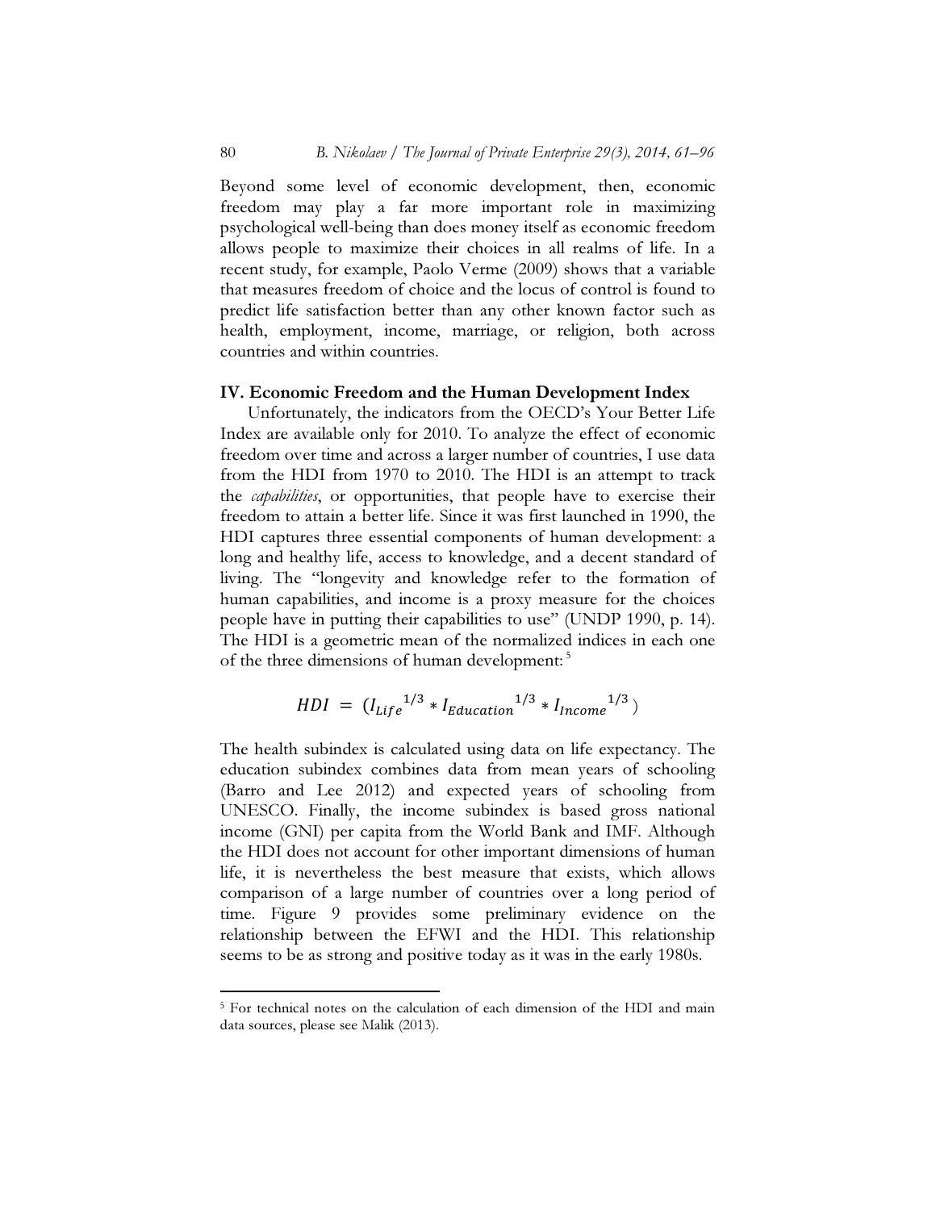Beyond some level of economic development, then, economic freedom may play a far more important role in maximizing psychological well-being than does money itself as economic freedom allows people to maximize their choices in all realms of life. In a recent study, for example, Paolo Verme (2009) shows that a variable that measures freedom of choice and the locus of control is found to predict life satisfaction better than any other known factor such as health, employment, income, marriage, or religion, both across countries and within countries.

## IV. Economic Freedom and the Human Development Index

Unfortunately, the indicators from the OECD's Your Better Life Index are available only for 2010. To analyze the effect of economic freedom over time and across a larger number of countries, I use data from the HDI from 1970 to 2010. The HDI is an attempt to track the *capabilities*, or opportunities, that people have to exercise their freedom to attain a better life. Since it was first launched in 1990, the HDI captures three essential components of human development: a long and healthy life, access to knowledge, and a decent standard of living. The "longevity and knowledge refer to the formation of human capabilities, and income is a proxy measure for the choices people have in putting their capabilities to use" (UNDP 1990, p. 14). The HDI is a geometric mean of the normalized indices in each one of the three dimensions of human development: [5]

$$HDI = \left( {I_{Life}}^{1/3} * {I_{Education}}^{1/3} * {I_{Income}}^{1/3} \right)$$

The health subindex is calculated using data on life expectancy. The education subindex combines data from mean years of schooling (Barro and Lee 2012) and expected years of schooling from UNESCO. Finally, the income subindex is based gross national income (GNI) per capita from the World Bank and IMF. Although the HDI does not account for other important dimensions of human life, it is nevertheless the best measure that exists, which allows comparison of a large number of countries over a long period of time. Figure 9 provides some preliminary evidence on the relationship between the EFWI and the HDI. This relationship seems to be as strong and positive today as it was in the early 1980s.

---

[5] For technical notes on the calculation of each dimension of the HDI and main data sources, please see Malik (2013).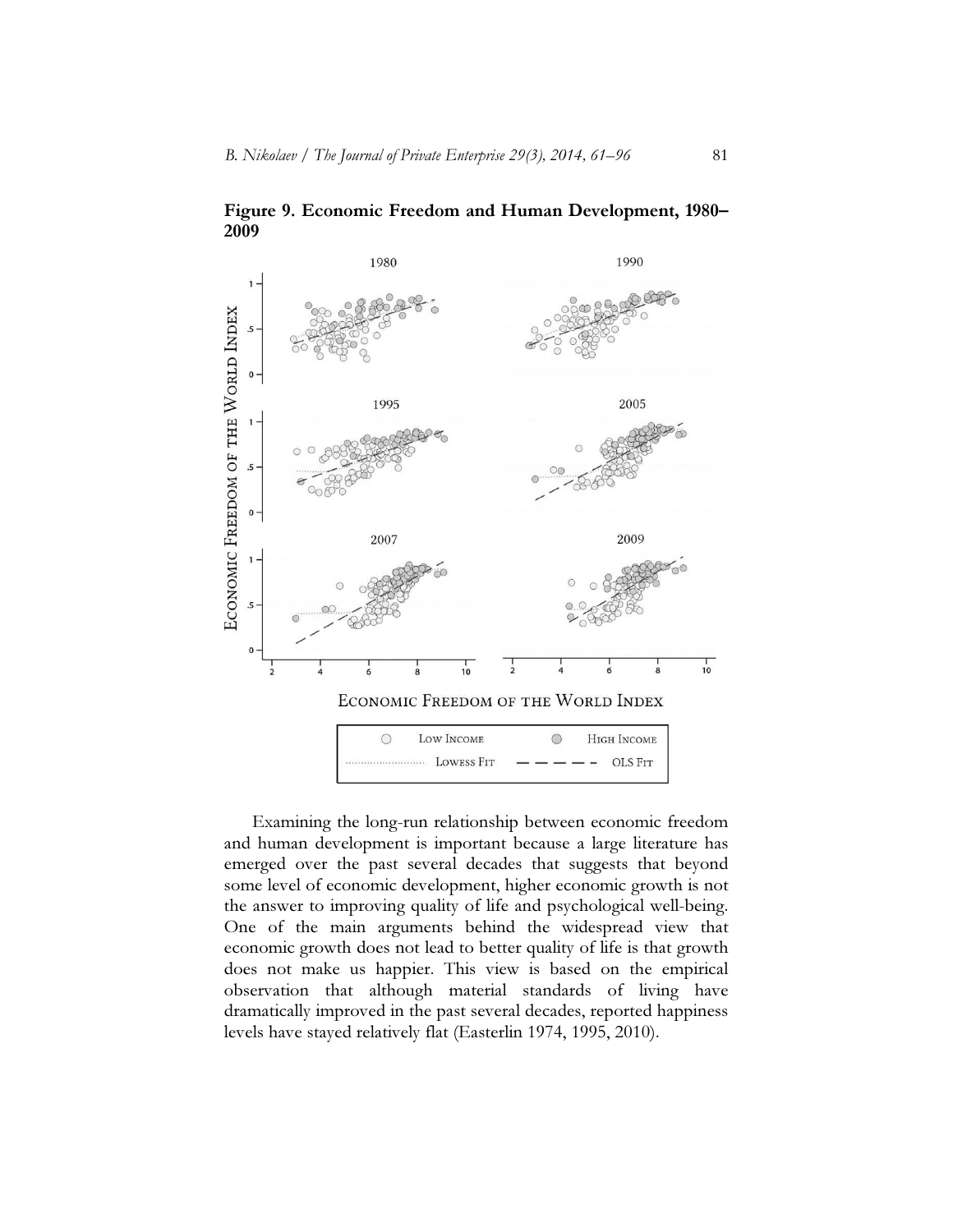**Figure 9. Economic Freedom and Human Development, 1980–2009**

Examining the long-run relationship between economic freedom and human development is important because a large literature has emerged over the past several decades that suggests that beyond some level of economic development, higher economic growth is not the answer to improving quality of life and psychological well-being. One of the main arguments behind the widespread view that economic growth does not lead to better quality of life is that growth does not make us happier. This view is based on the empirical observation that although material standards of living have dramatically improved in the past several decades, reported happiness levels have stayed relatively flat (Easterlin 1974, 1995, 2010).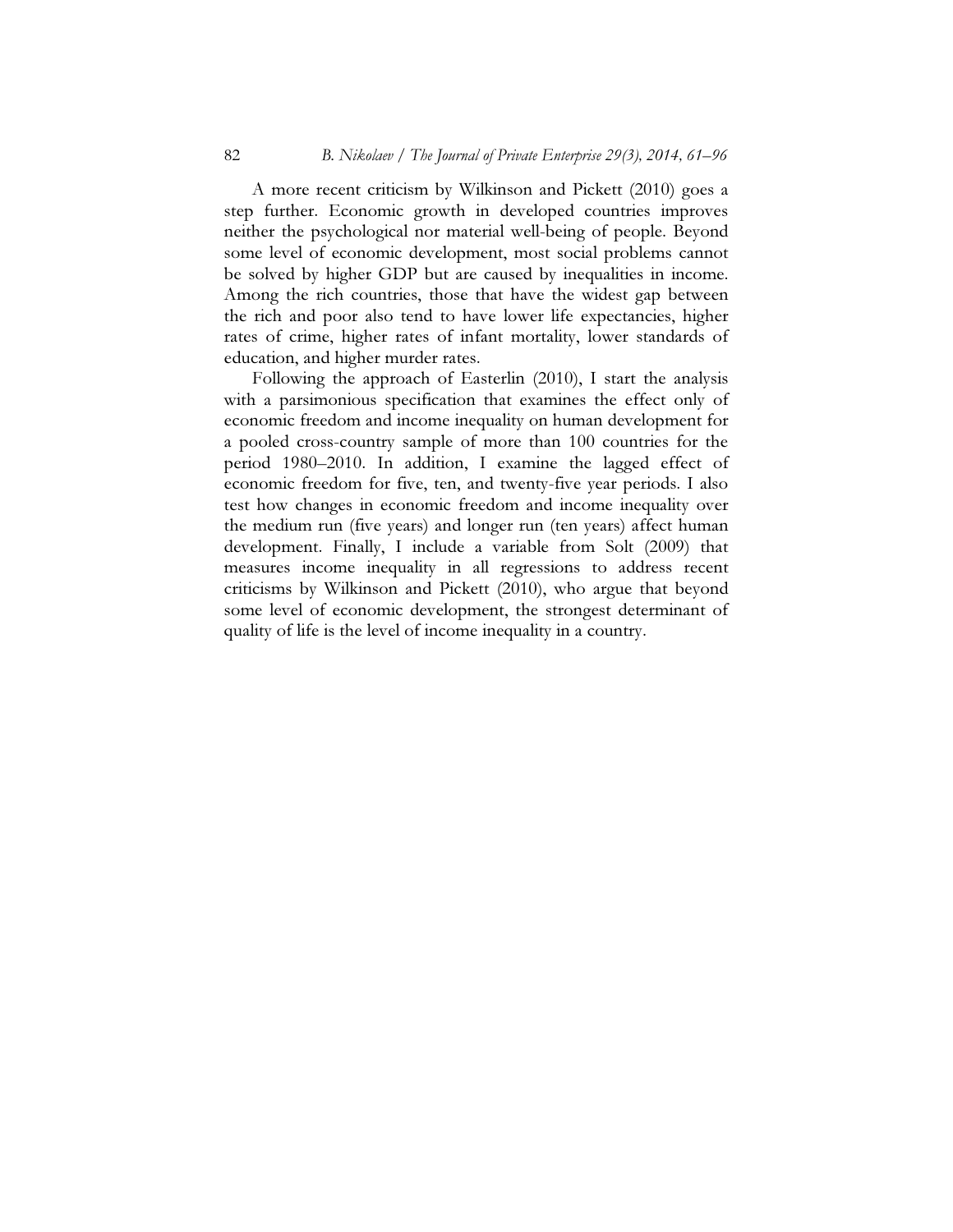A more recent criticism by Wilkinson and Pickett (2010) goes a step further. Economic growth in developed countries improves neither the psychological nor material well-being of people. Beyond some level of economic development, most social problems cannot be solved by higher GDP but are caused by inequalities in income. Among the rich countries, those that have the widest gap between the rich and poor also tend to have lower life expectancies, higher rates of crime, higher rates of infant mortality, lower standards of education, and higher murder rates.

Following the approach of Easterlin (2010), I start the analysis with a parsimonious specification that examines the effect only of economic freedom and income inequality on human development for a pooled cross-country sample of more than 100 countries for the period 1980–2010. In addition, I examine the lagged effect of economic freedom for five, ten, and twenty-five year periods. I also test how changes in economic freedom and income inequality over the medium run (five years) and longer run (ten years) affect human development. Finally, I include a variable from Solt (2009) that measures income inequality in all regressions to address recent criticisms by Wilkinson and Pickett (2010), who argue that beyond some level of economic development, the strongest determinant of quality of life is the level of income inequality in a country.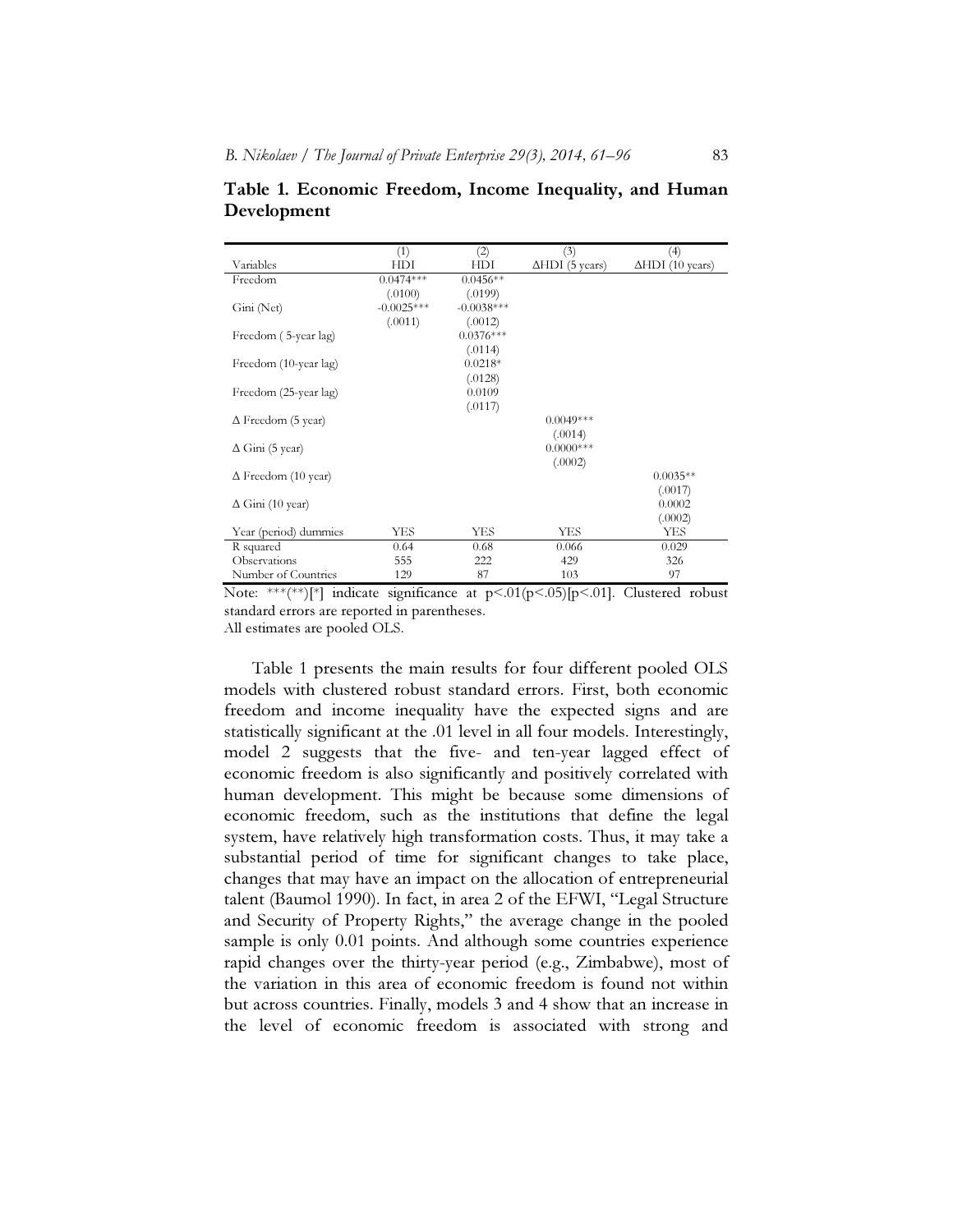**Table 1. Economic Freedom, Income Inequality, and Human Development**

| Variables | (1) HDI | (2) HDI | (3) ΔHDI (5 years) | (4) ΔHDI (10 years) |
|---|---|---|---|---|
| Freedom | 0.0474*** | 0.0456** | | |
| | (.0100) | (.0199) | | |
| Gini (Net) | -0.0025*** | -0.0038*** | | |
| | (.0011) | (.0012) | | |
| Freedom ( 5-year lag) | | 0.0376*** | | |
| | | (.0114) | | |
| Freedom (10-year lag) | | 0.0218* | | |
| | | (.0128) | | |
| Freedom (25-year lag) | | 0.0109 | | |
| | | (.0117) | | |
| Δ Freedom (5 year) | | | 0.0049*** | |
| | | | (.0014) | |
| Δ Gini (5 year) | | | 0.0000*** | |
| | | | (.0002) | |
| Δ Freedom (10 year) | | | | 0.0035** |
| | | | | (.0017) |
| Δ Gini (10 year) | | | | 0.0002 |
| | | | | (.0002) |
| Year (period) dummies | YES | YES | YES | YES |
| R squared | 0.64 | 0.68 | 0.066 | 0.029 |
| Observations | 555 | 222 | 429 | 326 |
| Number of Countries | 129 | 87 | 103 | 97 |

Note: ***(**)[*] indicate significance at $p<.01$($p<.05$)[$p<.01$]. Clustered robust standard errors are reported in parentheses.
All estimates are pooled OLS.

Table 1 presents the main results for four different pooled OLS models with clustered robust standard errors. First, both economic freedom and income inequality have the expected signs and are statistically significant at the .01 level in all four models. Interestingly, model 2 suggests that the five- and ten-year lagged effect of economic freedom is also significantly and positively correlated with human development. This might be because some dimensions of economic freedom, such as the institutions that define the legal system, have relatively high transformation costs. Thus, it may take a substantial period of time for significant changes to take place, changes that may have an impact on the allocation of entrepreneurial talent (Baumol 1990). In fact, in area 2 of the EFWI, "Legal Structure and Security of Property Rights," the average change in the pooled sample is only 0.01 points. And although some countries experience rapid changes over the thirty-year period (e.g., Zimbabwe), most of the variation in this area of economic freedom is found not within but across countries. Finally, models 3 and 4 show that an increase in the level of economic freedom is associated with strong and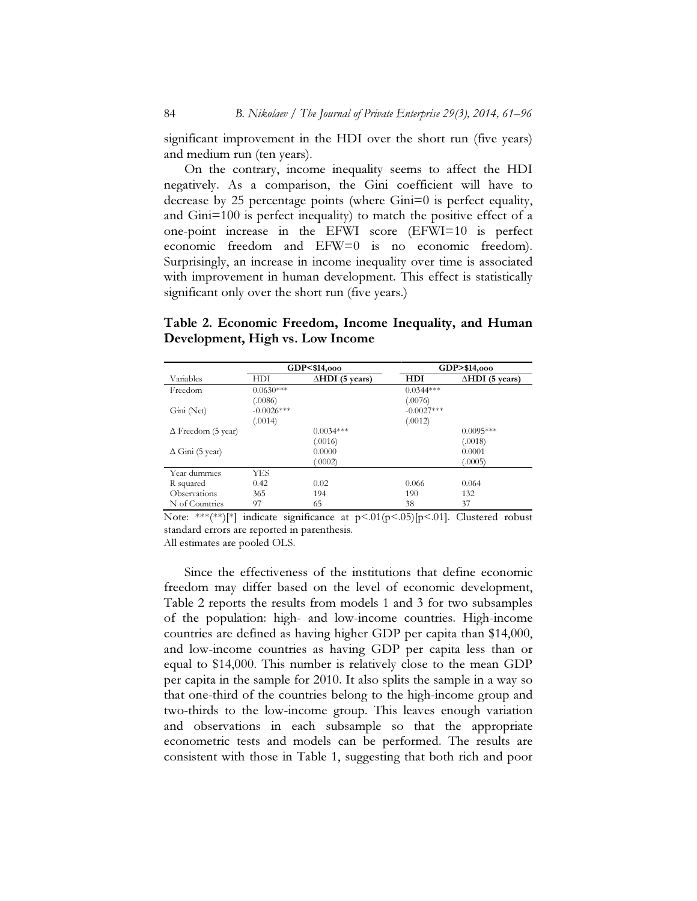significant improvement in the HDI over the short run (five years) and medium run (ten years).

On the contrary, income inequality seems to affect the HDI negatively. As a comparison, the Gini coefficient will have to decrease by 25 percentage points (where Gini=0 is perfect equality, and Gini=100 is perfect inequality) to match the positive effect of a one-point increase in the EFWI score (EFWI=10 is perfect economic freedom and EFW=0 is no economic freedom). Surprisingly, an increase in income inequality over time is associated with improvement in human development. This effect is statistically significant only over the short run (five years.)

**Table 2. Economic Freedom, Income Inequality, and Human Development, High vs. Low Income**

| | GDP<$14,000 | | GDP>$14,000 | |
|---|---|---|---|---|
| Variables | HDI | ΔHDI (5 years) | HDI | ΔHDI (5 years) |
| Freedom | 0.0630*** | | 0.0344*** | |
| | (.0086) | | (.0076) | |
| Gini (Net) | -0.0026*** | | -0.0027*** | |
| | (.0014) | | (.0012) | |
| Δ Freedom (5 year) | | 0.0034*** | | 0.0095*** |
| | | (.0016) | | (.0018) |
| Δ Gini (5 year) | | 0.0000 | | 0.0001 |
| | | (.0002) | | (.0005) |
| Year dummies | YES | | | |
| R squared | 0.42 | 0.02 | 0.066 | 0.064 |
| Observations | 365 | 194 | 190 | 132 |
| N of Countries | 97 | 65 | 38 | 37 |

Note: ***(**)[*] indicate significance at p<.01(p<.05)[p<.01]. Clustered robust standard errors are reported in parenthesis.
All estimates are pooled OLS.

Since the effectiveness of the institutions that define economic freedom may differ based on the level of economic development, Table 2 reports the results from models 1 and 3 for two subsamples of the population: high- and low-income countries. High-income countries are defined as having higher GDP per capita than $14,000, and low-income countries as having GDP per capita less than or equal to $14,000. This number is relatively close to the mean GDP per capita in the sample for 2010. It also splits the sample in a way so that one-third of the countries belong to the high-income group and two-thirds to the low-income group. This leaves enough variation and observations in each subsample so that the appropriate econometric tests and models can be performed. The results are consistent with those in Table 1, suggesting that both rich and poor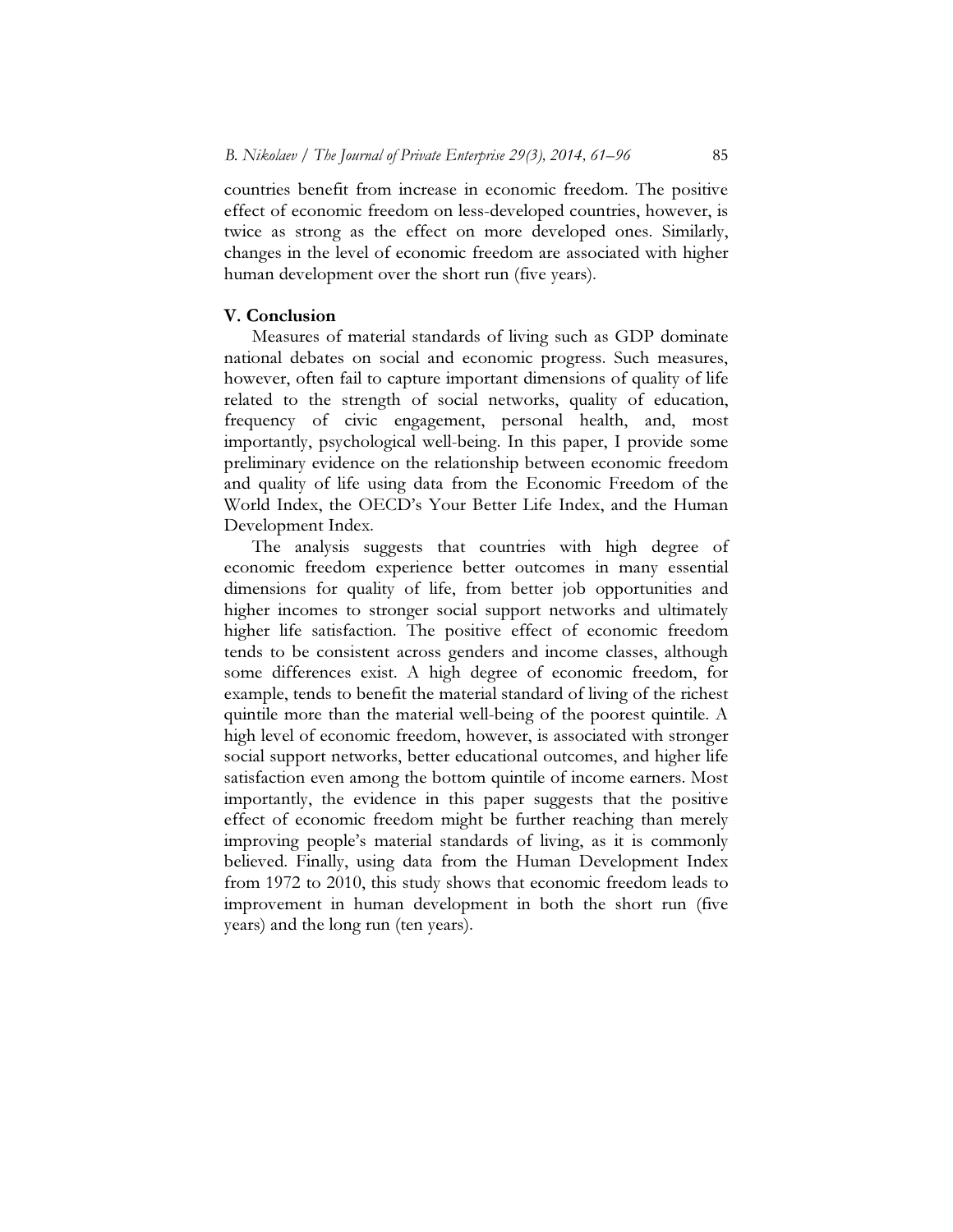countries benefit from increase in economic freedom. The positive effect of economic freedom on less-developed countries, however, is twice as strong as the effect on more developed ones. Similarly, changes in the level of economic freedom are associated with higher human development over the short run (five years).

## V. Conclusion

Measures of material standards of living such as GDP dominate national debates on social and economic progress. Such measures, however, often fail to capture important dimensions of quality of life related to the strength of social networks, quality of education, frequency of civic engagement, personal health, and, most importantly, psychological well-being. In this paper, I provide some preliminary evidence on the relationship between economic freedom and quality of life using data from the Economic Freedom of the World Index, the OECD's Your Better Life Index, and the Human Development Index.

The analysis suggests that countries with high degree of economic freedom experience better outcomes in many essential dimensions for quality of life, from better job opportunities and higher incomes to stronger social support networks and ultimately higher life satisfaction. The positive effect of economic freedom tends to be consistent across genders and income classes, although some differences exist. A high degree of economic freedom, for example, tends to benefit the material standard of living of the richest quintile more than the material well-being of the poorest quintile. A high level of economic freedom, however, is associated with stronger social support networks, better educational outcomes, and higher life satisfaction even among the bottom quintile of income earners. Most importantly, the evidence in this paper suggests that the positive effect of economic freedom might be further reaching than merely improving people's material standards of living, as it is commonly believed. Finally, using data from the Human Development Index from 1972 to 2010, this study shows that economic freedom leads to improvement in human development in both the short run (five years) and the long run (ten years).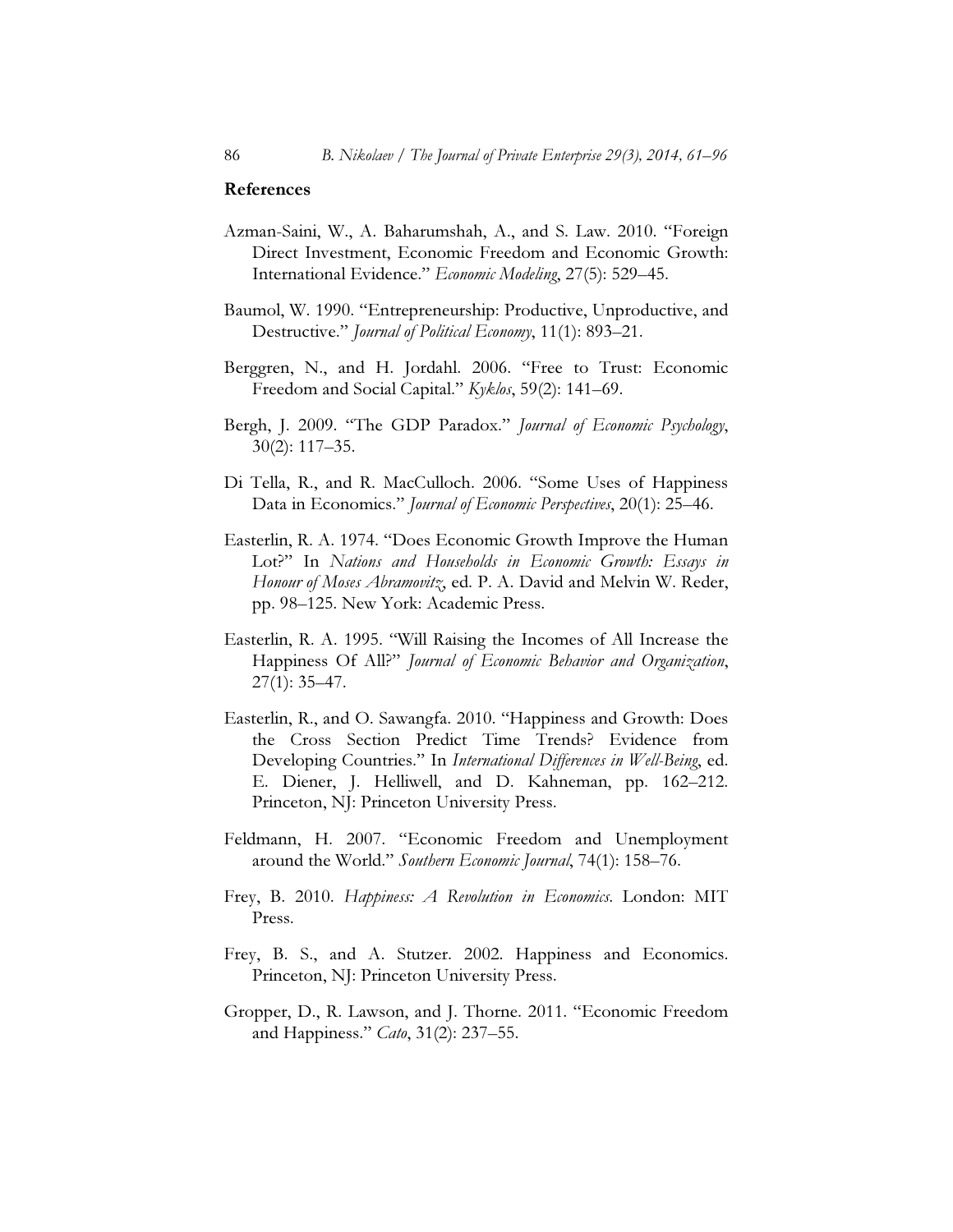## References

Azman-Saini, W., A. Baharumshah, A., and S. Law. 2010. "Foreign Direct Investment, Economic Freedom and Economic Growth: International Evidence." *Economic Modeling*, 27(5): 529–45.

Baumol, W. 1990. "Entrepreneurship: Productive, Unproductive, and Destructive." *Journal of Political Economy*, 11(1): 893–21.

Berggren, N., and H. Jordahl. 2006. "Free to Trust: Economic Freedom and Social Capital." *Kyklos*, 59(2): 141–69.

Bergh, J. 2009. "The GDP Paradox." *Journal of Economic Psychology*, 30(2): 117–35.

Di Tella, R., and R. MacCulloch. 2006. "Some Uses of Happiness Data in Economics." *Journal of Economic Perspectives*, 20(1): 25–46.

Easterlin, R. A. 1974. "Does Economic Growth Improve the Human Lot?" In *Nations and Households in Economic Growth: Essays in Honour of Moses Abramovitz*, ed. P. A. David and Melvin W. Reder, pp. 98–125. New York: Academic Press.

Easterlin, R. A. 1995. "Will Raising the Incomes of All Increase the Happiness Of All?" *Journal of Economic Behavior and Organization*, 27(1): 35–47.

Easterlin, R., and O. Sawangfa. 2010. "Happiness and Growth: Does the Cross Section Predict Time Trends? Evidence from Developing Countries." In *International Differences in Well-Being*, ed. E. Diener, J. Helliwell, and D. Kahneman, pp. 162–212. Princeton, NJ: Princeton University Press.

Feldmann, H. 2007. "Economic Freedom and Unemployment around the World." *Southern Economic Journal*, 74(1): 158–76.

Frey, B. 2010. *Happiness: A Revolution in Economics*. London: MIT Press.

Frey, B. S., and A. Stutzer. 2002. Happiness and Economics. Princeton, NJ: Princeton University Press.

Gropper, D., R. Lawson, and J. Thorne. 2011. "Economic Freedom and Happiness." *Cato*, 31(2): 237–55.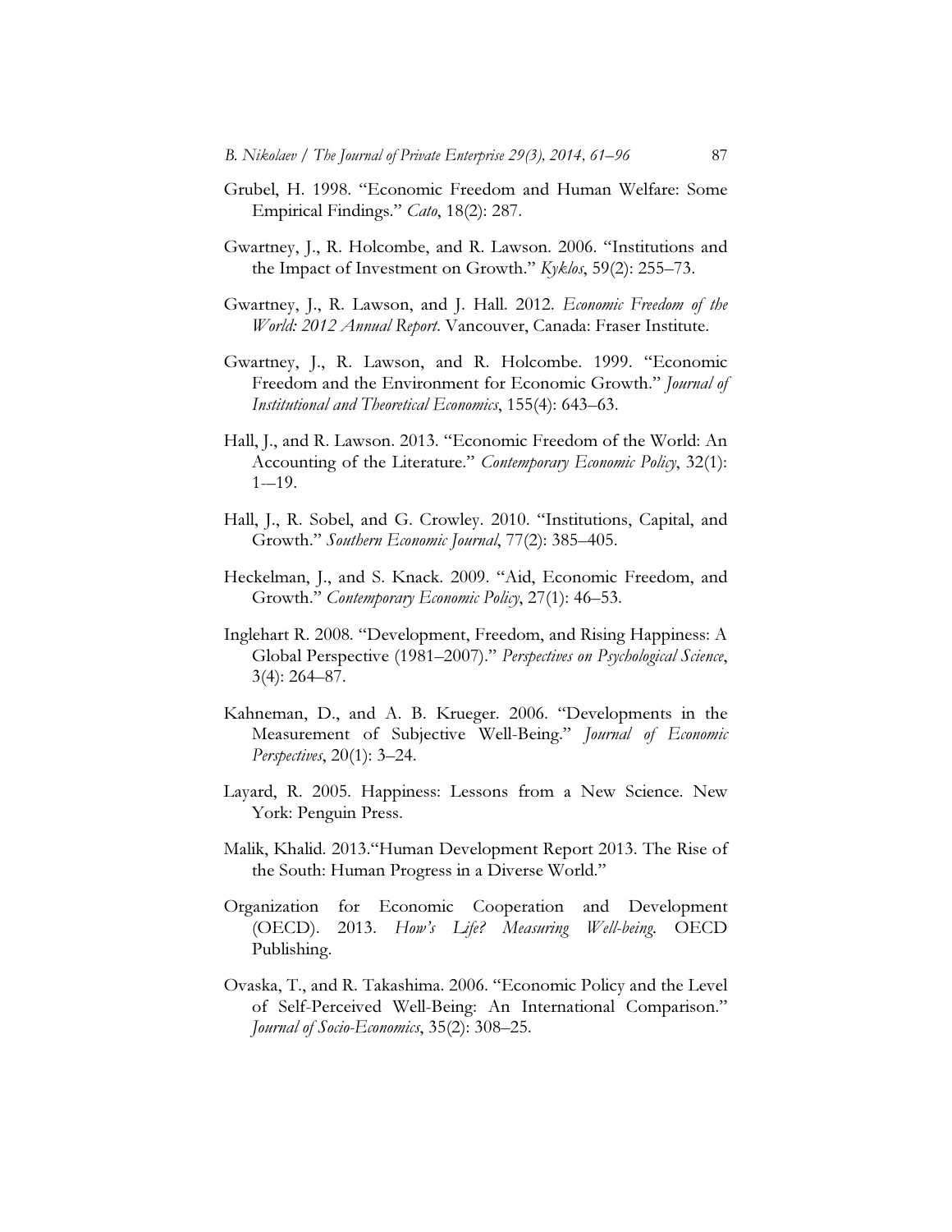Grubel, H. 1998. "Economic Freedom and Human Welfare: Some Empirical Findings." *Cato*, 18(2): 287.

Gwartney, J., R. Holcombe, and R. Lawson. 2006. "Institutions and the Impact of Investment on Growth." *Kyklos*, 59(2): 255–73.

Gwartney, J., R. Lawson, and J. Hall. 2012. *Economic Freedom of the World: 2012 Annual Report*. Vancouver, Canada: Fraser Institute.

Gwartney, J., R. Lawson, and R. Holcombe. 1999. "Economic Freedom and the Environment for Economic Growth." *Journal of Institutional and Theoretical Economics*, 155(4): 643–63.

Hall, J., and R. Lawson. 2013. "Economic Freedom of the World: An Accounting of the Literature." *Contemporary Economic Policy*, 32(1): 1—19.

Hall, J., R. Sobel, and G. Crowley. 2010. "Institutions, Capital, and Growth." *Southern Economic Journal*, 77(2): 385–405.

Heckelman, J., and S. Knack. 2009. "Aid, Economic Freedom, and Growth." *Contemporary Economic Policy*, 27(1): 46–53.

Inglehart R. 2008. "Development, Freedom, and Rising Happiness: A Global Perspective (1981–2007)." *Perspectives on Psychological Science*, 3(4): 264–87.

Kahneman, D., and A. B. Krueger. 2006. "Developments in the Measurement of Subjective Well-Being." *Journal of Economic Perspectives*, 20(1): 3–24.

Layard, R. 2005. Happiness: Lessons from a New Science. New York: Penguin Press.

Malik, Khalid. 2013."Human Development Report 2013. The Rise of the South: Human Progress in a Diverse World."

Organization for Economic Cooperation and Development (OECD). 2013. *How's Life? Measuring Well-being*. OECD Publishing.

Ovaska, T., and R. Takashima. 2006. "Economic Policy and the Level of Self-Perceived Well-Being: An International Comparison." *Journal of Socio-Economics*, 35(2): 308–25.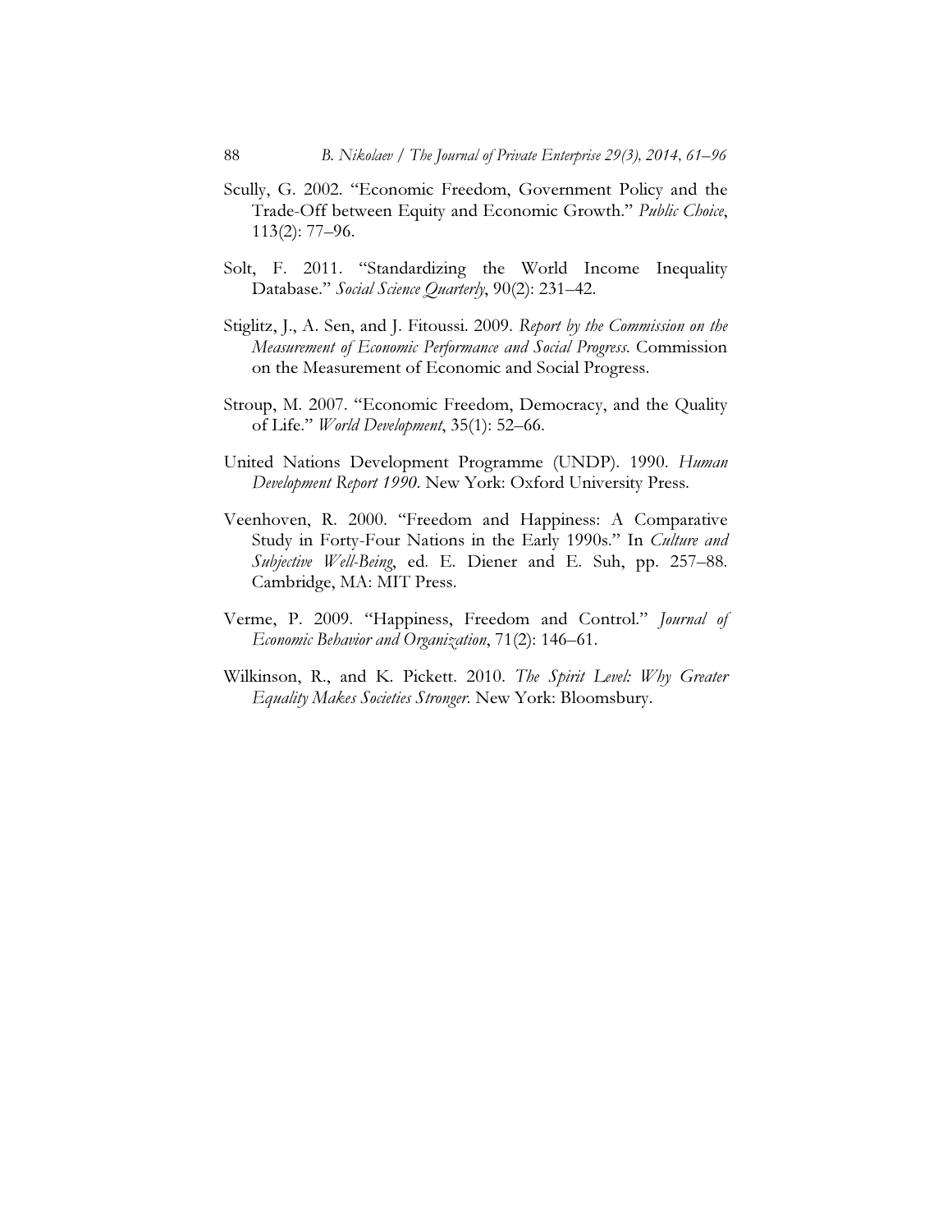Scully, G. 2002. "Economic Freedom, Government Policy and the Trade-Off between Equity and Economic Growth." *Public Choice*, 113(2): 77–96.

Solt, F. 2011. "Standardizing the World Income Inequality Database." *Social Science Quarterly*, 90(2): 231–42.

Stiglitz, J., A. Sen, and J. Fitoussi. 2009. *Report by the Commission on the Measurement of Economic Performance and Social Progress*. Commission on the Measurement of Economic and Social Progress.

Stroup, M. 2007. "Economic Freedom, Democracy, and the Quality of Life." *World Development*, 35(1): 52–66.

United Nations Development Programme (UNDP). 1990. *Human Development Report 1990*. New York: Oxford University Press.

Veenhoven, R. 2000. "Freedom and Happiness: A Comparative Study in Forty-Four Nations in the Early 1990s." In *Culture and Subjective Well-Being*, ed. E. Diener and E. Suh, pp. 257–88. Cambridge, MA: MIT Press.

Verme, P. 2009. "Happiness, Freedom and Control." *Journal of Economic Behavior and Organization*, 71(2): 146–61.

Wilkinson, R., and K. Pickett. 2010. *The Spirit Level: Why Greater Equality Makes Societies Stronger*. New York: Bloomsbury.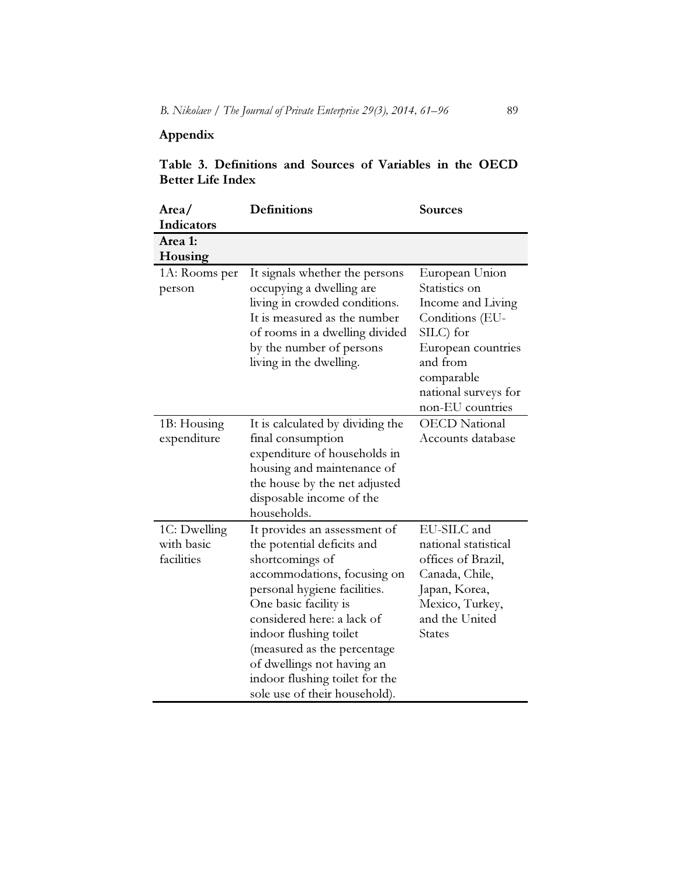## Appendix

**Table 3. Definitions and Sources of Variables in the OECD Better Life Index**

| Area/ Indicators | Definitions | Sources |
|---|---|---|
| **Area 1: Housing** | | |
| 1A: Rooms per person | It signals whether the persons occupying a dwelling are living in crowded conditions. It is measured as the number of rooms in a dwelling divided by the number of persons living in the dwelling. | European Union Statistics on Income and Living Conditions (EU-SILC) for European countries and from comparable national surveys for non-EU countries |
| 1B: Housing expenditure | It is calculated by dividing the final consumption expenditure of households in housing and maintenance of the house by the net adjusted disposable income of the households. | OECD National Accounts database |
| 1C: Dwelling with basic facilities | It provides an assessment of the potential deficits and shortcomings of accommodations, focusing on personal hygiene facilities. One basic facility is considered here: a lack of indoor flushing toilet (measured as the percentage of dwellings not having an indoor flushing toilet for the sole use of their household). | EU-SILC and national statistical offices of Brazil, Canada, Chile, Japan, Korea, Mexico, Turkey, and the United States |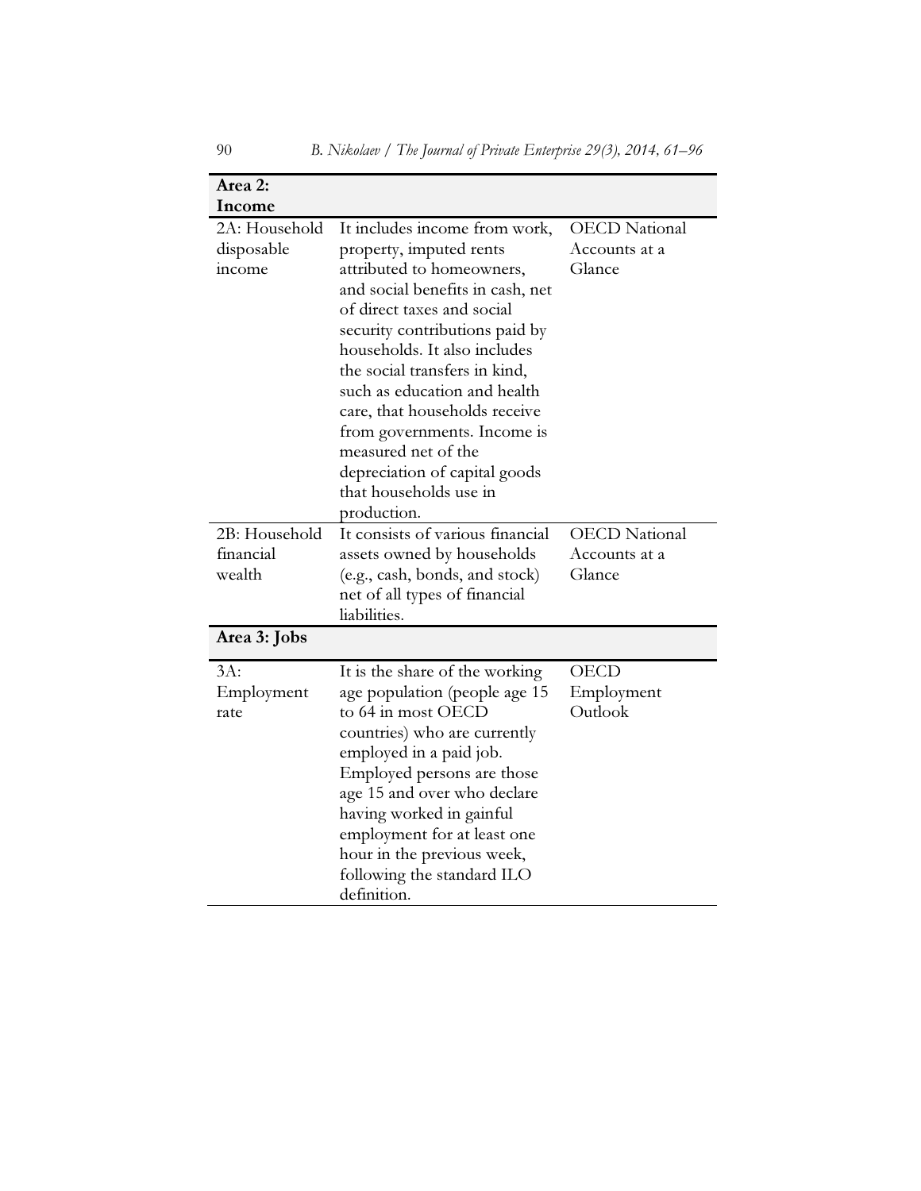| **Area 2: Income** | | |
|---|---|---|
| 2A: Household disposable income | It includes income from work, property, imputed rents attributed to homeowners, and social benefits in cash, net of direct taxes and social security contributions paid by households. It also includes the social transfers in kind, such as education and health care, that households receive from governments. Income is measured net of the depreciation of capital goods that households use in production. | OECD National Accounts at a Glance |
| 2B: Household financial wealth | It consists of various financial assets owned by households (e.g., cash, bonds, and stock) net of all types of financial liabilities. | OECD National Accounts at a Glance |
| **Area 3: Jobs** | | |
| 3A: Employment rate | It is the share of the working age population (people age 15 to 64 in most OECD countries) who are currently employed in a paid job. Employed persons are those age 15 and over who declare having worked in gainful employment for at least one hour in the previous week, following the standard ILO definition. | OECD Employment Outlook |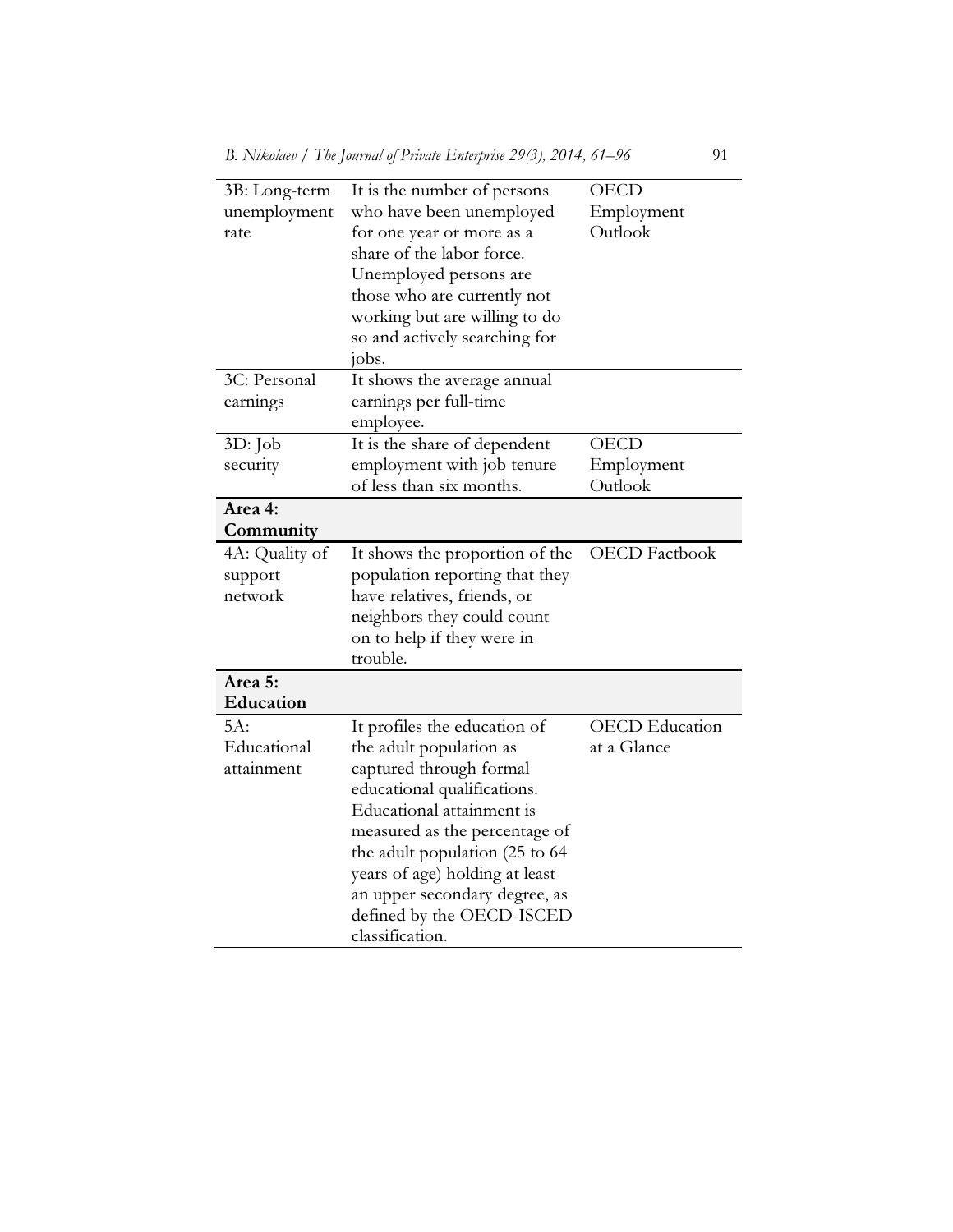| | | |
|---|---|---|
| 3B: Long-term unemployment rate | It is the number of persons who have been unemployed for one year or more as a share of the labor force. Unemployed persons are those who are currently not working but are willing to do so and actively searching for jobs. | OECD Employment Outlook |
| 3C: Personal earnings | It shows the average annual earnings per full-time employee. | |
| 3D: Job security | It is the share of dependent employment with job tenure of less than six months. | OECD Employment Outlook |
| **Area 4: Community** | | |
| 4A: Quality of support network | It shows the proportion of the population reporting that they have relatives, friends, or neighbors they could count on to help if they were in trouble. | OECD Factbook |
| **Area 5: Education** | | |
| 5A: Educational attainment | It profiles the education of the adult population as captured through formal educational qualifications. Educational attainment is measured as the percentage of the adult population (25 to 64 years of age) holding at least an upper secondary degree, as defined by the OECD-ISCED classification. | OECD Education at a Glance |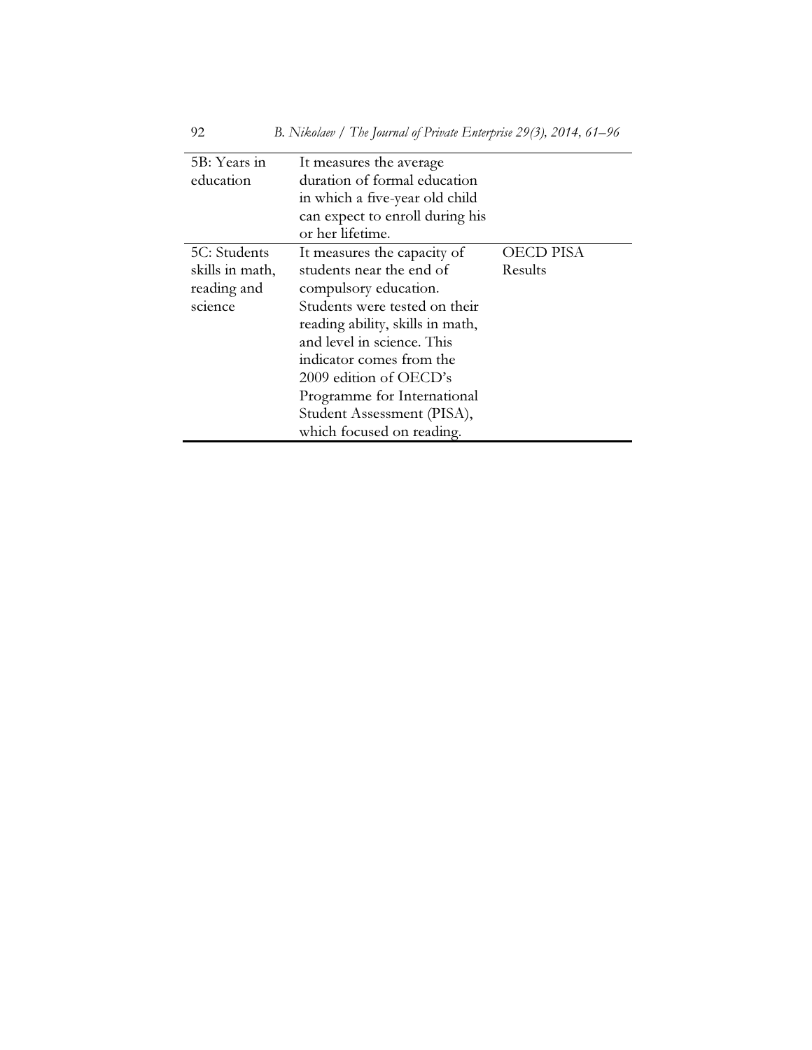| | | |
|---|---|---|
| 5B: Years in education | It measures the average duration of formal education in which a five-year old child can expect to enroll during his or her lifetime. | |
| 5C: Students skills in math, reading and science | It measures the capacity of students near the end of compulsory education. Students were tested on their reading ability, skills in math, and level in science. This indicator comes from the 2009 edition of OECD's Programme for International Student Assessment (PISA), which focused on reading. | OECD PISA Results |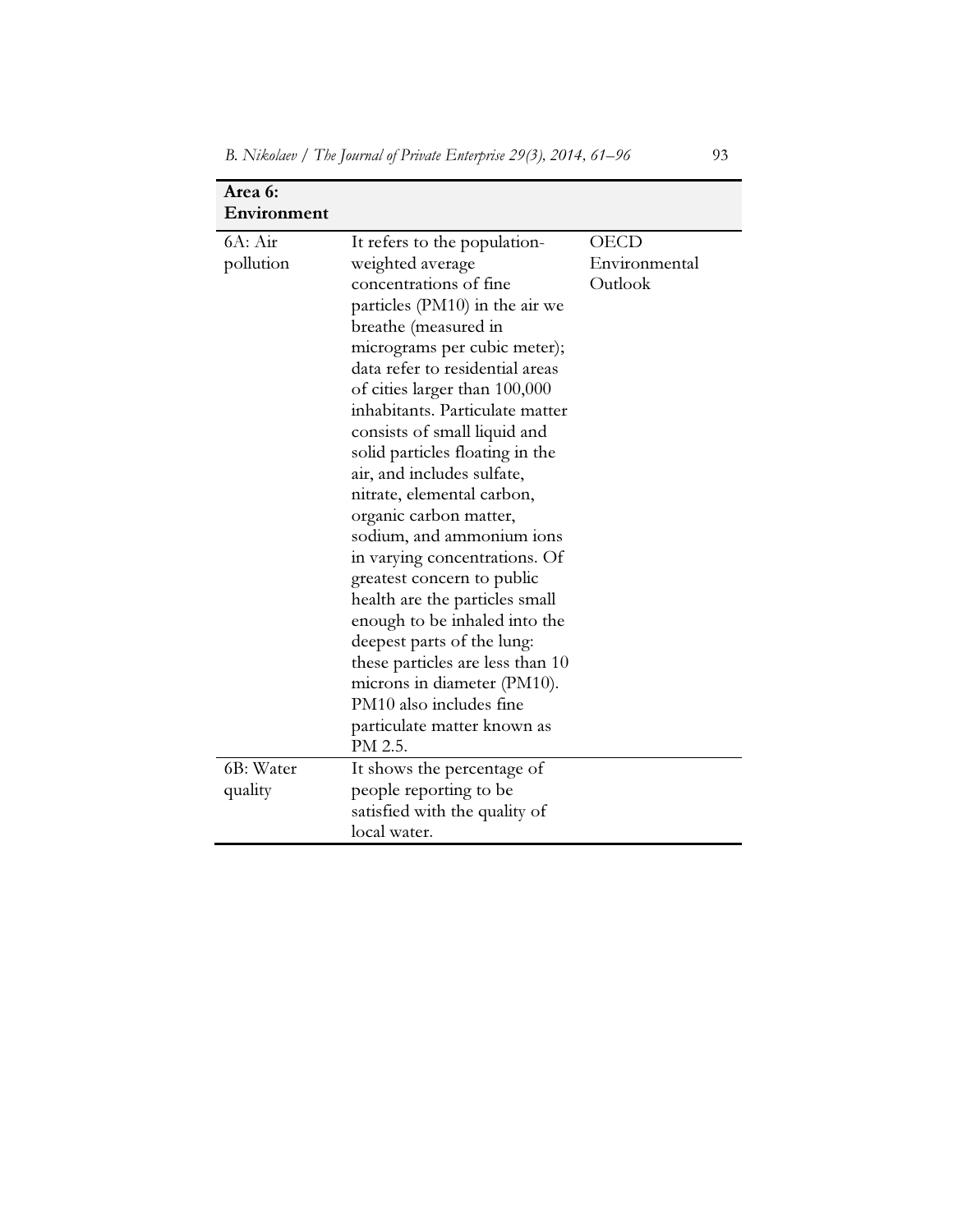| **Area 6: Environment** | | |
|---|---|---|
| 6A: Air pollution | It refers to the population-weighted average concentrations of fine particles (PM10) in the air we breathe (measured in micrograms per cubic meter); data refer to residential areas of cities larger than 100,000 inhabitants. Particulate matter consists of small liquid and solid particles floating in the air, and includes sulfate, nitrate, elemental carbon, organic carbon matter, sodium, and ammonium ions in varying concentrations. Of greatest concern to public health are the particles small enough to be inhaled into the deepest parts of the lung: these particles are less than 10 microns in diameter (PM10). PM10 also includes fine particulate matter known as PM 2.5. | OECD Environmental Outlook |
| 6B: Water quality | It shows the percentage of people reporting to be satisfied with the quality of local water. | |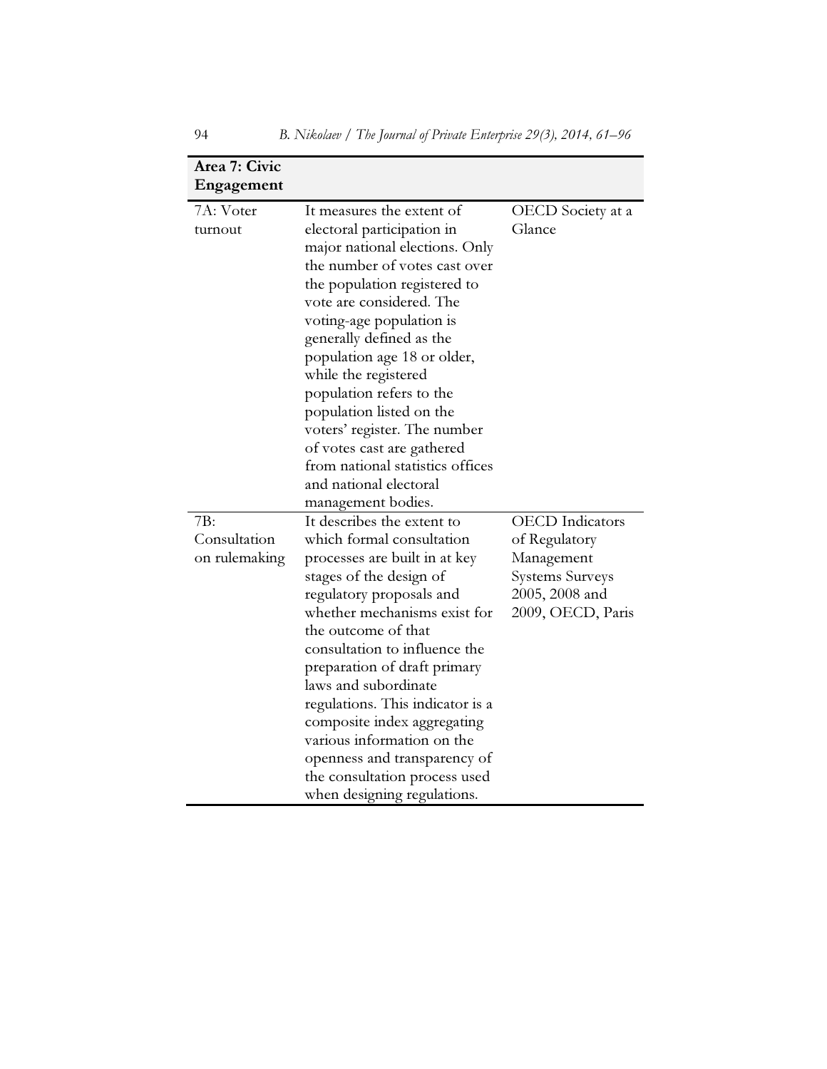| **Area 7: Civic Engagement** | | |
|---|---|---|
| 7A: Voter turnout | It measures the extent of electoral participation in major national elections. Only the number of votes cast over the population registered to vote are considered. The voting-age population is generally defined as the population age 18 or older, while the registered population refers to the population listed on the voters' register. The number of votes cast are gathered from national statistics offices and national electoral management bodies. | OECD Society at a Glance |
| 7B: Consultation on rulemaking | It describes the extent to which formal consultation processes are built in at key stages of the design of regulatory proposals and whether mechanisms exist for the outcome of that consultation to influence the preparation of draft primary laws and subordinate regulations. This indicator is a composite index aggregating various information on the openness and transparency of the consultation process used when designing regulations. | OECD Indicators of Regulatory Management Systems Surveys 2005, 2008 and 2009, OECD, Paris |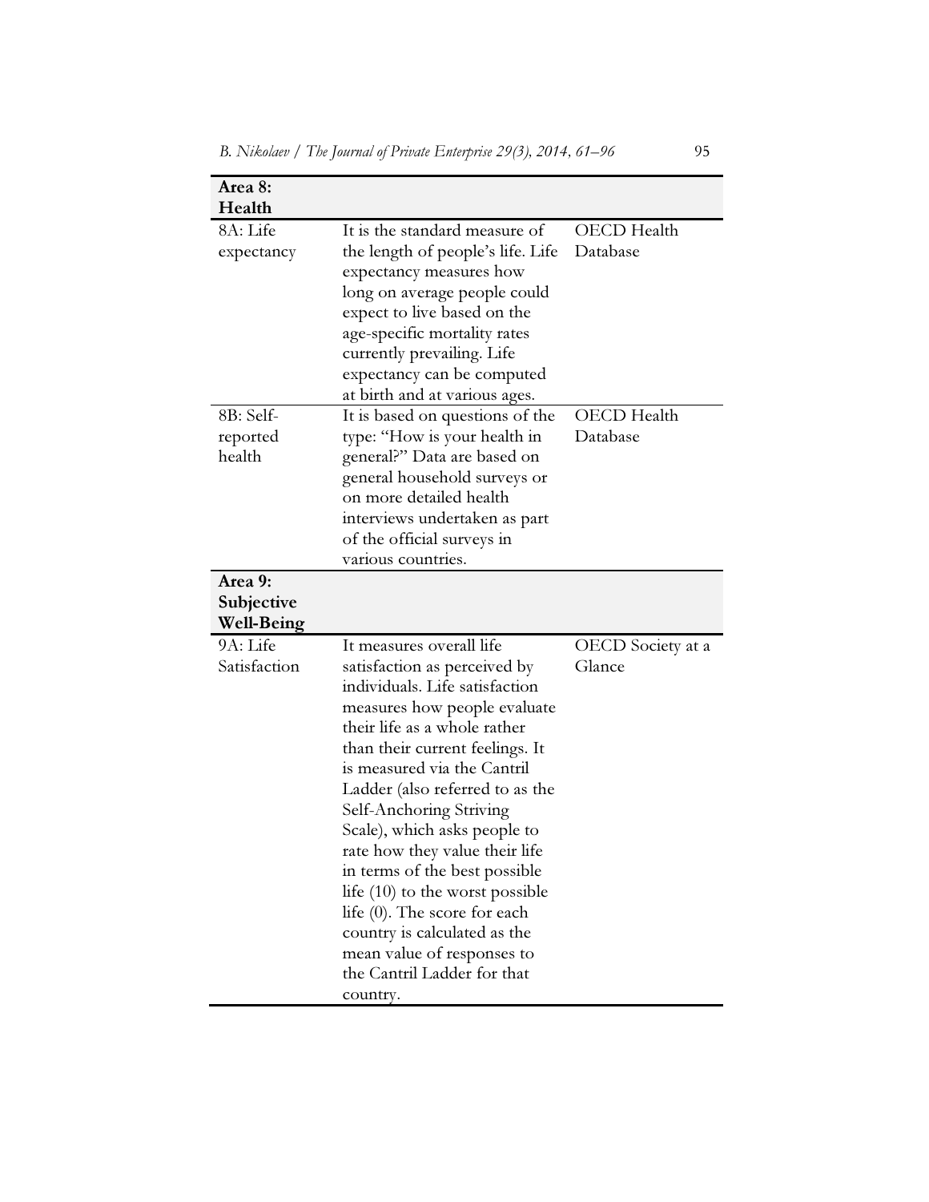| Area 8: Health | | |
| --- | --- | --- |
| 8A: Life expectancy | It is the standard measure of the length of people's life. Life expectancy measures how long on average people could expect to live based on the age-specific mortality rates currently prevailing. Life expectancy can be computed at birth and at various ages. | OECD Health Database |
| 8B: Self-reported health | It is based on questions of the type: "How is your health in general?" Data are based on general household surveys or on more detailed health interviews undertaken as part of the official surveys in various countries. | OECD Health Database |
| **Area 9: Subjective Well-Being** | | |
| 9A: Life Satisfaction | It measures overall life satisfaction as perceived by individuals. Life satisfaction measures how people evaluate their life as a whole rather than their current feelings. It is measured via the Cantril Ladder (also referred to as the Self-Anchoring Striving Scale), which asks people to rate how they value their life in terms of the best possible life (10) to the worst possible life (0). The score for each country is calculated as the mean value of responses to the Cantril Ladder for that country. | OECD Society at a Glance |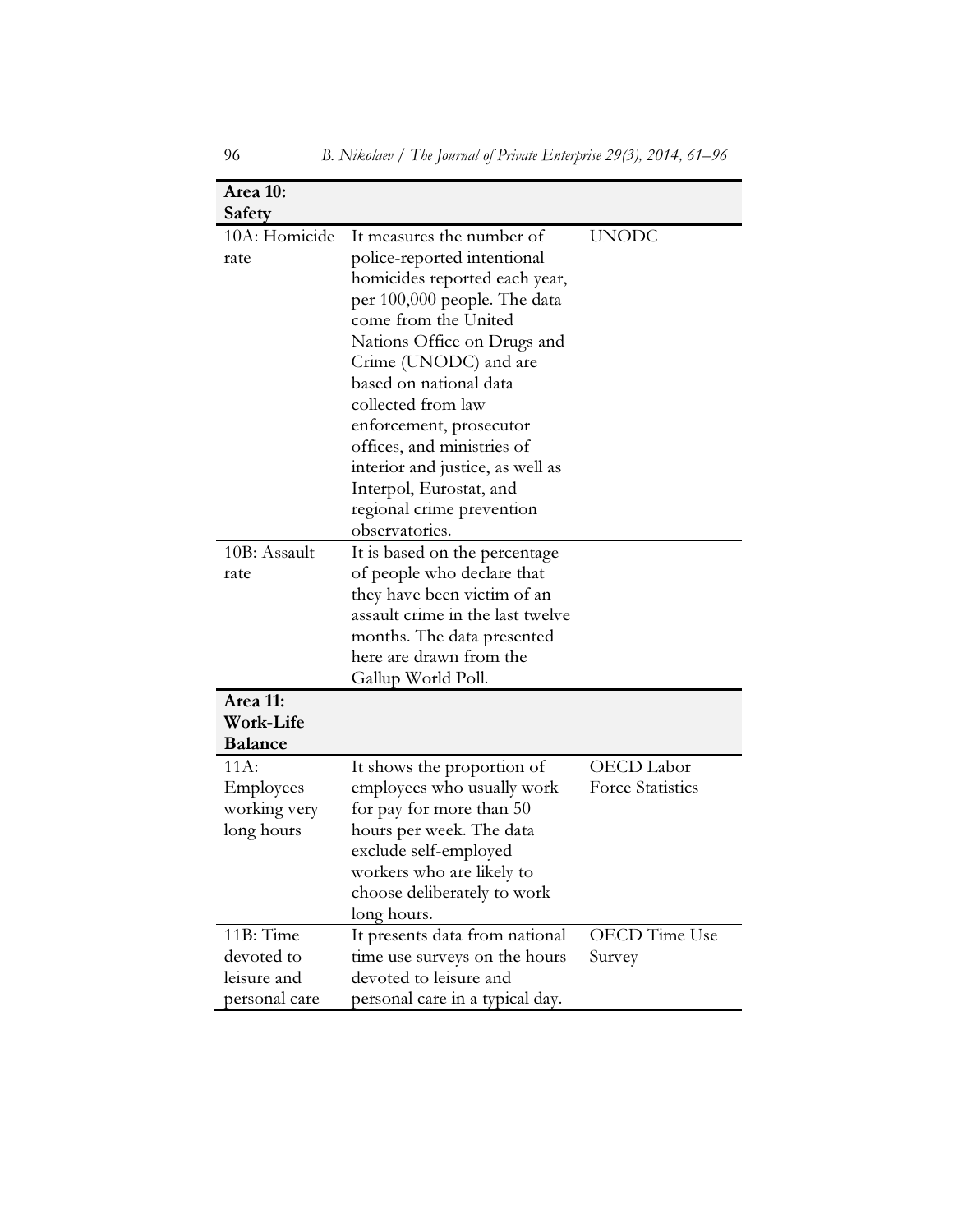| | | |
|---|---|---|
| **Area 10: Safety** | | |
| 10A: Homicide rate | It measures the number of police-reported intentional homicides reported each year, per 100,000 people. The data come from the United Nations Office on Drugs and Crime (UNODC) and are based on national data collected from law enforcement, prosecutor offices, and ministries of interior and justice, as well as Interpol, Eurostat, and regional crime prevention observatories. | UNODC |
| 10B: Assault rate | It is based on the percentage of people who declare that they have been victim of an assault crime in the last twelve months. The data presented here are drawn from the Gallup World Poll. | |
| **Area 11: Work-Life Balance** | | |
| 11A: Employees working very long hours | It shows the proportion of employees who usually work for pay for more than 50 hours per week. The data exclude self-employed workers who are likely to choose deliberately to work long hours. | OECD Labor Force Statistics |
| 11B: Time devoted to leisure and personal care | It presents data from national time use surveys on the hours devoted to leisure and personal care in a typical day. | OECD Time Use Survey |